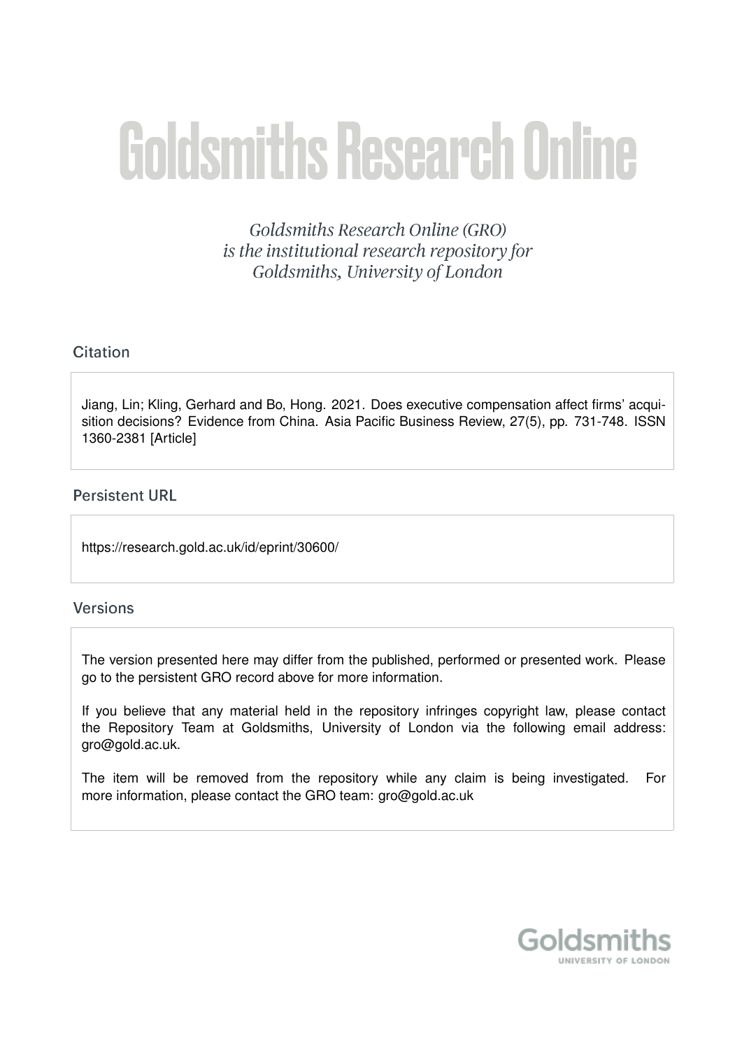# Goldsmiths Research Online

*Goldsmiths Research Online (GRO) is the institutional research repository for Goldsmiths, University of London*

## Citation

Jiang, Lin; Kling, Gerhard and Bo, Hong. 2021. Does executive compensation affect firms' acquisition decisions? Evidence from China. Asia Pacific Business Review, 27(5), pp. 731-748. ISSN 1360-2381 [Article]

## Persistent URL

https://research.gold.ac.uk/id/eprint/30600/

## Versions

The version presented here may differ from the published, performed or presented work. Please go to the persistent GRO record above for more information.

If you believe that any material held in the repository infringes copyright law, please contact the Repository Team at Goldsmiths, University of London via the following email address: gro@gold.ac.uk.

The item will be removed from the repository while any claim is being investigated. For more information, please contact the GRO team: gro@gold.ac.uk

Goldsmiths
UNIVERSITY OF LONDON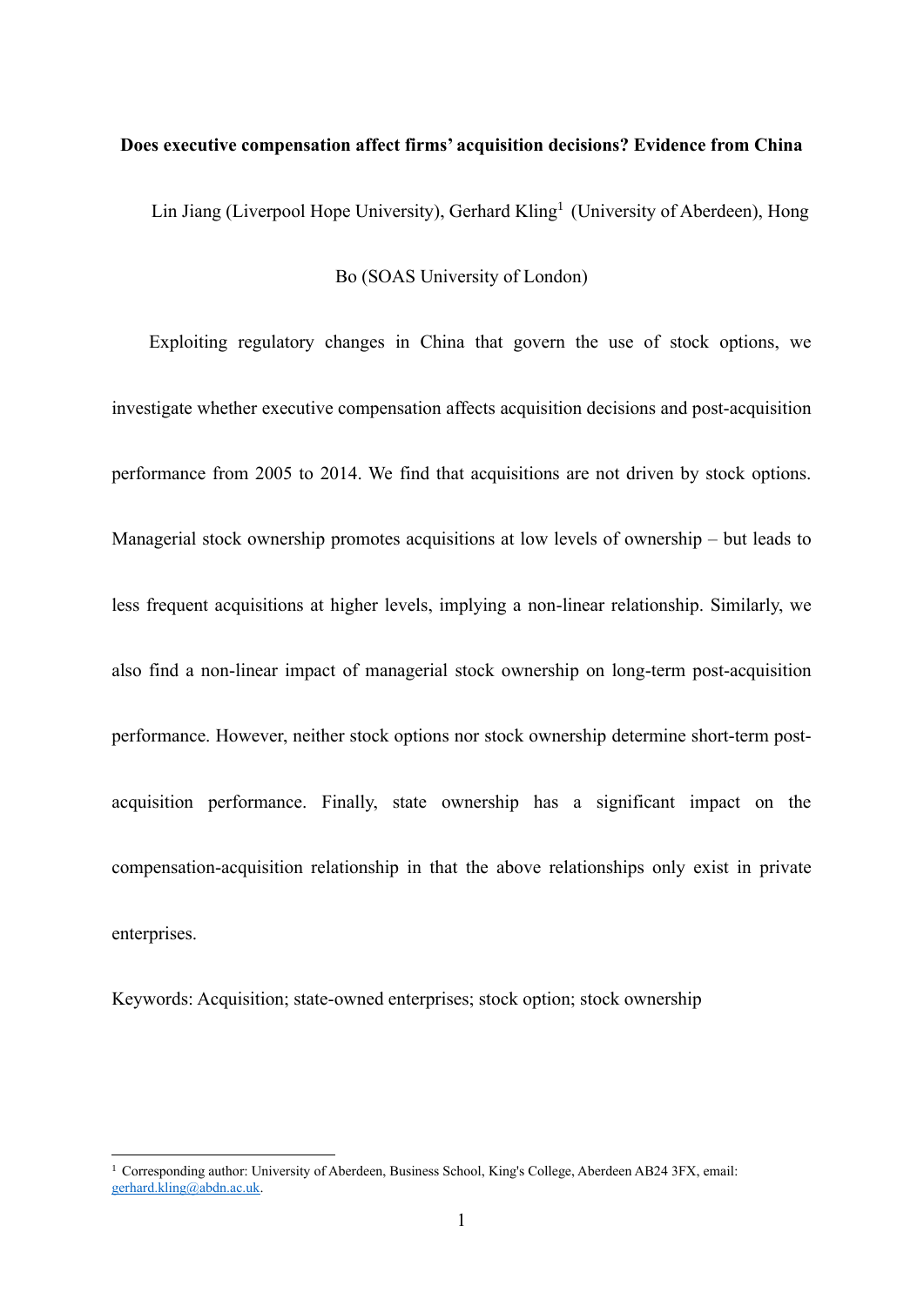**Does executive compensation affect firms' acquisition decisions? Evidence from China**

Lin Jiang (Liverpool Hope University), Gerhard Kling[1] (University of Aberdeen), Hong Bo (SOAS University of London)

Exploiting regulatory changes in China that govern the use of stock options, we investigate whether executive compensation affects acquisition decisions and post-acquisition performance from 2005 to 2014. We find that acquisitions are not driven by stock options. Managerial stock ownership promotes acquisitions at low levels of ownership – but leads to less frequent acquisitions at higher levels, implying a non-linear relationship. Similarly, we also find a non-linear impact of managerial stock ownership on long-term post-acquisition performance. However, neither stock options nor stock ownership determine short-term post-acquisition performance. Finally, state ownership has a significant impact on the compensation-acquisition relationship in that the above relationships only exist in private enterprises.

Keywords: Acquisition; state-owned enterprises; stock option; stock ownership

[1] Corresponding author: University of Aberdeen, Business School, King's College, Aberdeen AB24 3FX, email: gerhard.kling@abdn.ac.uk.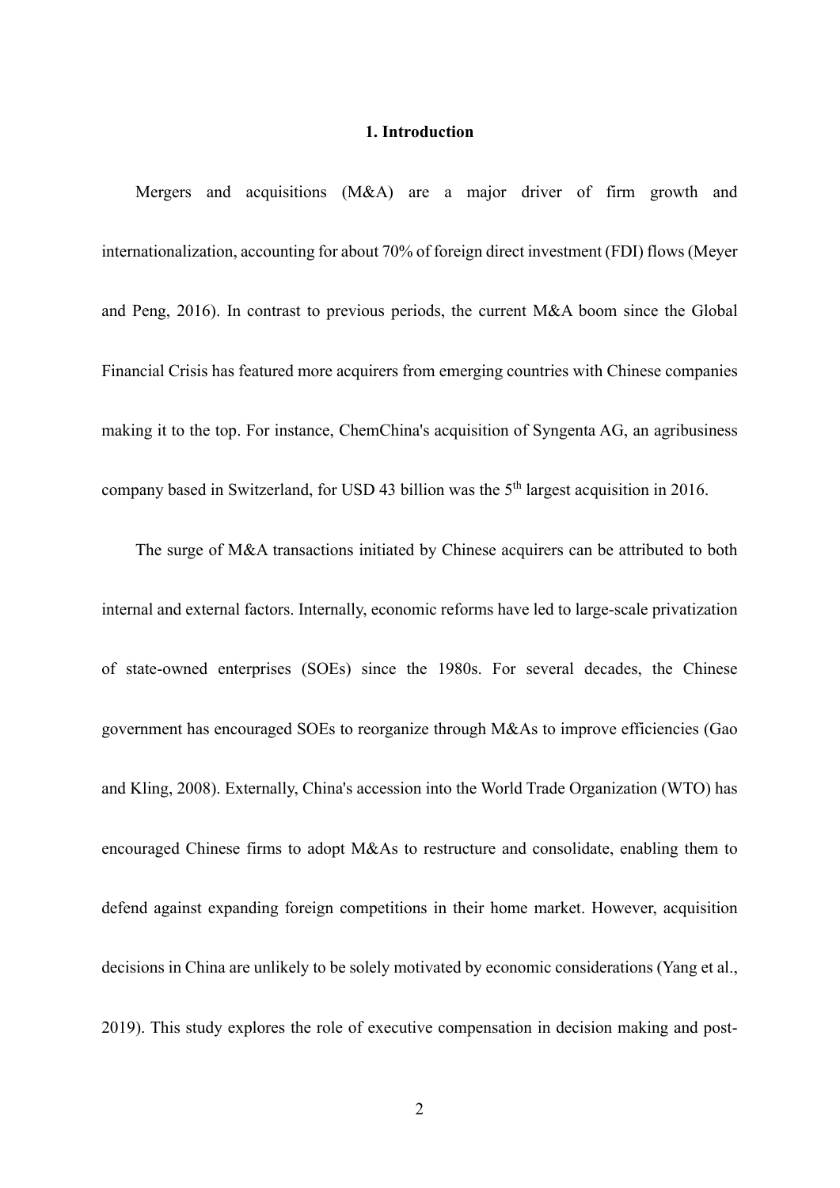# 1. Introduction

Mergers and acquisitions (M&A) are a major driver of firm growth and internationalization, accounting for about 70% of foreign direct investment (FDI) flows (Meyer and Peng, 2016). In contrast to previous periods, the current M&A boom since the Global Financial Crisis has featured more acquirers from emerging countries with Chinese companies making it to the top. For instance, ChemChina's acquisition of Syngenta AG, an agribusiness company based in Switzerland, for USD 43 billion was the 5th largest acquisition in 2016.

The surge of M&A transactions initiated by Chinese acquirers can be attributed to both internal and external factors. Internally, economic reforms have led to large-scale privatization of state-owned enterprises (SOEs) since the 1980s. For several decades, the Chinese government has encouraged SOEs to reorganize through M&As to improve efficiencies (Gao and Kling, 2008). Externally, China's accession into the World Trade Organization (WTO) has encouraged Chinese firms to adopt M&As to restructure and consolidate, enabling them to defend against expanding foreign competitions in their home market. However, acquisition decisions in China are unlikely to be solely motivated by economic considerations (Yang et al., 2019). This study explores the role of executive compensation in decision making and post-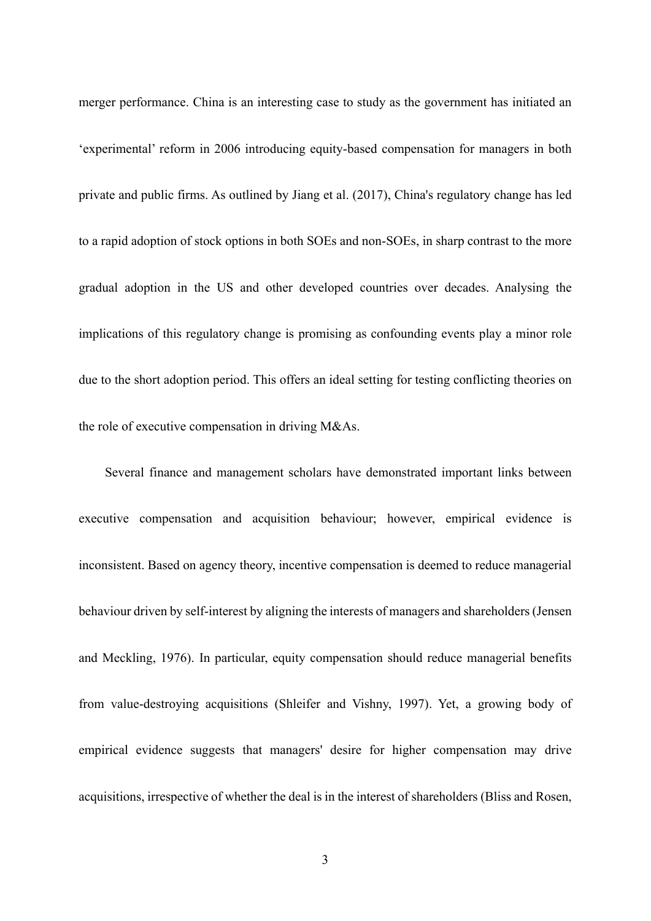merger performance. China is an interesting case to study as the government has initiated an 'experimental' reform in 2006 introducing equity-based compensation for managers in both private and public firms. As outlined by Jiang et al. (2017), China's regulatory change has led to a rapid adoption of stock options in both SOEs and non-SOEs, in sharp contrast to the more gradual adoption in the US and other developed countries over decades. Analysing the implications of this regulatory change is promising as confounding events play a minor role due to the short adoption period. This offers an ideal setting for testing conflicting theories on the role of executive compensation in driving M&As.

Several finance and management scholars have demonstrated important links between executive compensation and acquisition behaviour; however, empirical evidence is inconsistent. Based on agency theory, incentive compensation is deemed to reduce managerial behaviour driven by self-interest by aligning the interests of managers and shareholders (Jensen and Meckling, 1976). In particular, equity compensation should reduce managerial benefits from value-destroying acquisitions (Shleifer and Vishny, 1997). Yet, a growing body of empirical evidence suggests that managers' desire for higher compensation may drive acquisitions, irrespective of whether the deal is in the interest of shareholders (Bliss and Rosen,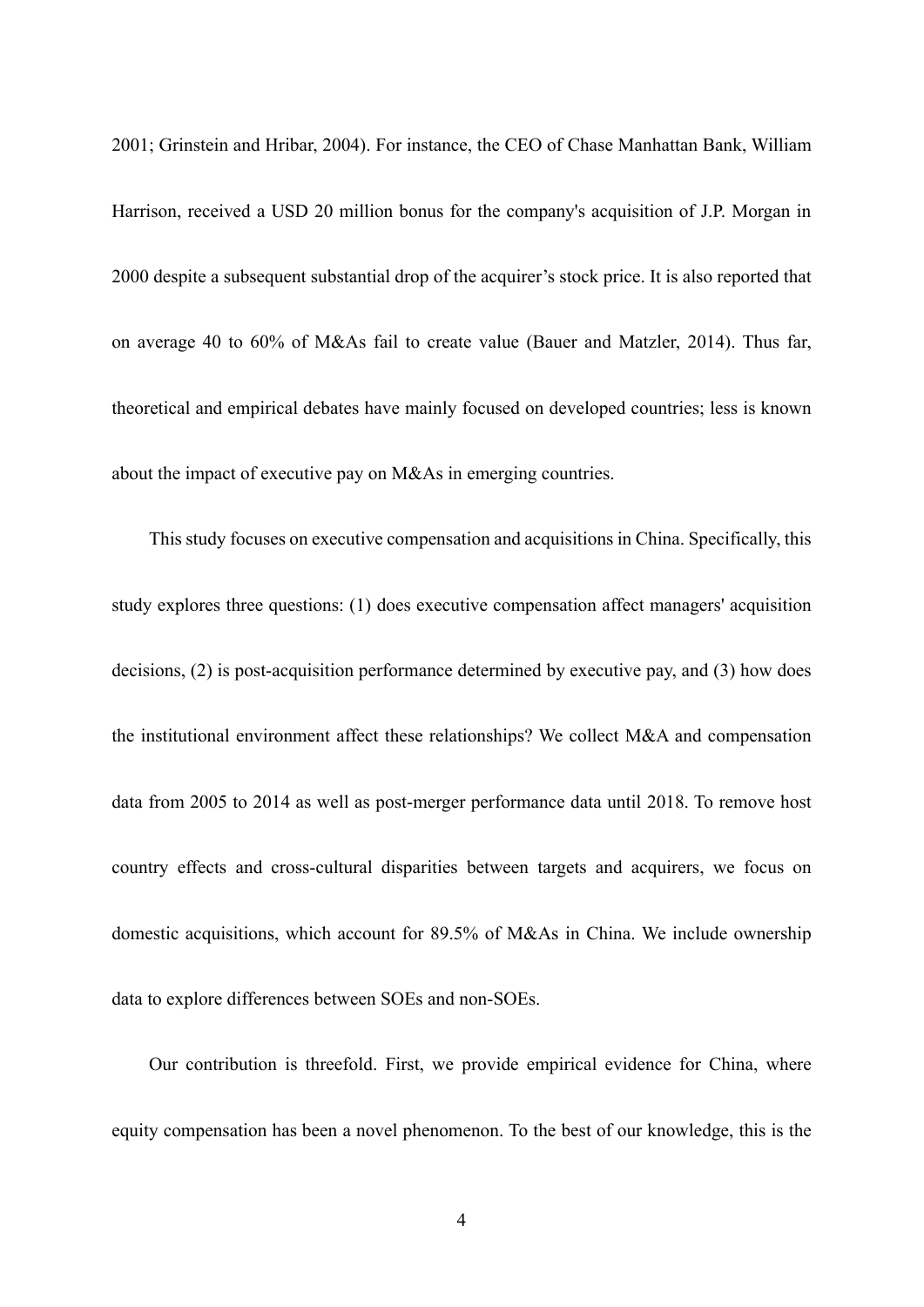2001; Grinstein and Hribar, 2004). For instance, the CEO of Chase Manhattan Bank, William Harrison, received a USD 20 million bonus for the company's acquisition of J.P. Morgan in 2000 despite a subsequent substantial drop of the acquirer's stock price. It is also reported that on average 40 to 60% of M&As fail to create value (Bauer and Matzler, 2014). Thus far, theoretical and empirical debates have mainly focused on developed countries; less is known about the impact of executive pay on M&As in emerging countries.

This study focuses on executive compensation and acquisitions in China. Specifically, this study explores three questions: (1) does executive compensation affect managers' acquisition decisions, (2) is post-acquisition performance determined by executive pay, and (3) how does the institutional environment affect these relationships? We collect M&A and compensation data from 2005 to 2014 as well as post-merger performance data until 2018. To remove host country effects and cross-cultural disparities between targets and acquirers, we focus on domestic acquisitions, which account for 89.5% of M&As in China. We include ownership data to explore differences between SOEs and non-SOEs.

Our contribution is threefold. First, we provide empirical evidence for China, where equity compensation has been a novel phenomenon. To the best of our knowledge, this is the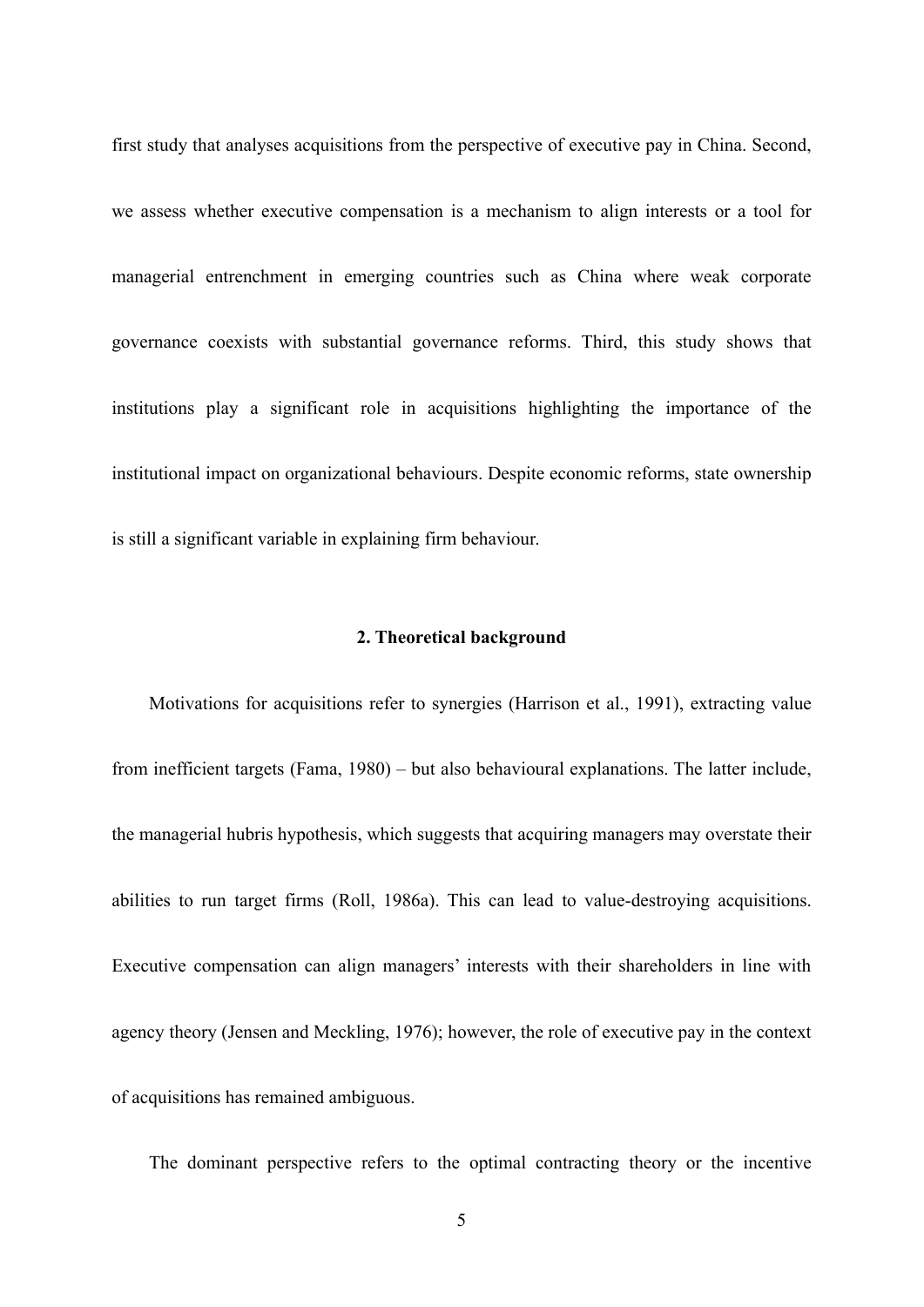first study that analyses acquisitions from the perspective of executive pay in China. Second, we assess whether executive compensation is a mechanism to align interests or a tool for managerial entrenchment in emerging countries such as China where weak corporate governance coexists with substantial governance reforms. Third, this study shows that institutions play a significant role in acquisitions highlighting the importance of the institutional impact on organizational behaviours. Despite economic reforms, state ownership is still a significant variable in explaining firm behaviour.

## 2. Theoretical background

Motivations for acquisitions refer to synergies (Harrison et al., 1991), extracting value from inefficient targets (Fama, 1980) – but also behavioural explanations. The latter include, the managerial hubris hypothesis, which suggests that acquiring managers may overstate their abilities to run target firms (Roll, 1986a). This can lead to value-destroying acquisitions. Executive compensation can align managers' interests with their shareholders in line with agency theory (Jensen and Meckling, 1976); however, the role of executive pay in the context of acquisitions has remained ambiguous.

The dominant perspective refers to the optimal contracting theory or the incentive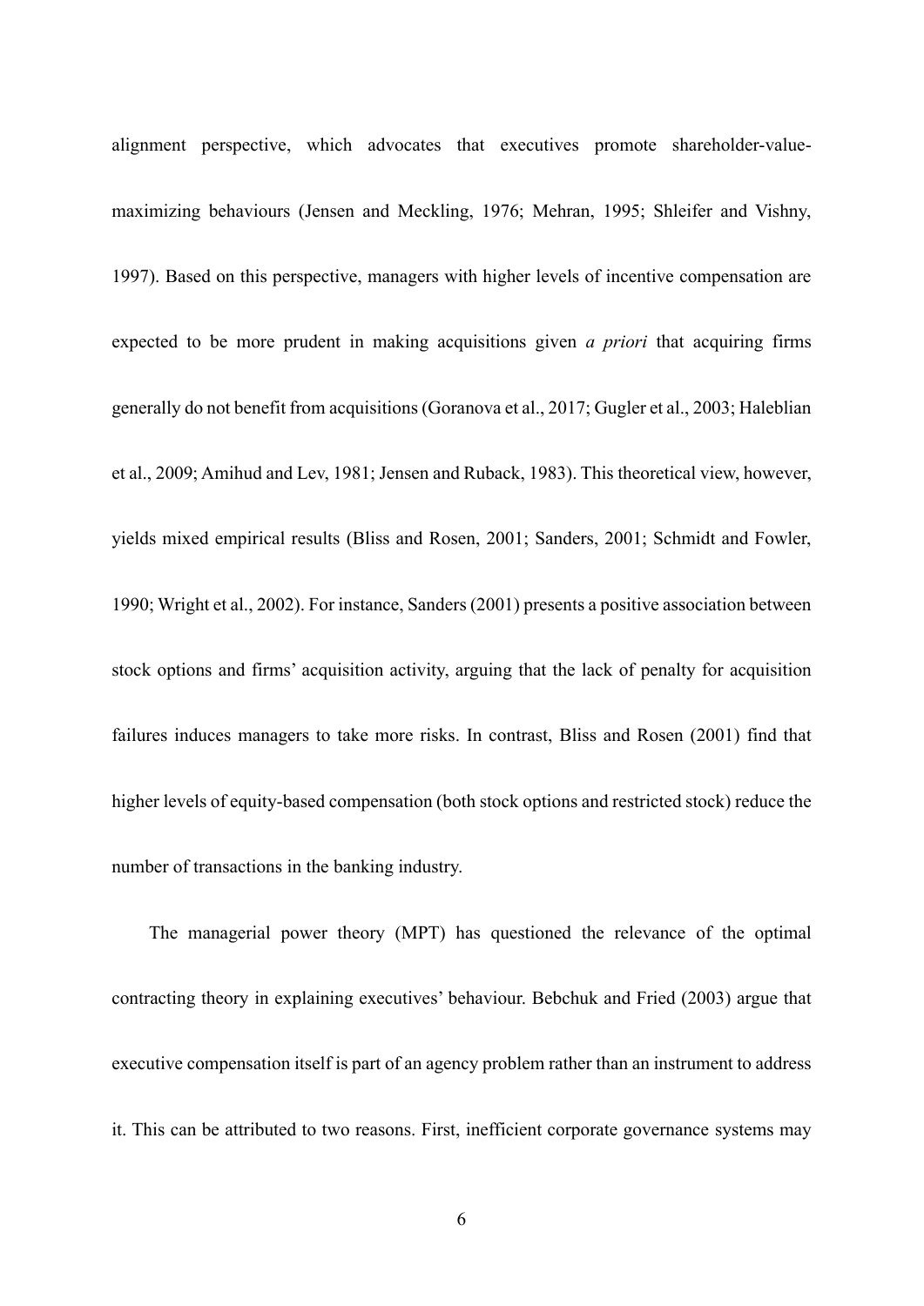alignment perspective, which advocates that executives promote shareholder-value-maximizing behaviours (Jensen and Meckling, 1976; Mehran, 1995; Shleifer and Vishny, 1997). Based on this perspective, managers with higher levels of incentive compensation are expected to be more prudent in making acquisitions given *a priori* that acquiring firms generally do not benefit from acquisitions (Goranova et al., 2017; Gugler et al., 2003; Haleblian et al., 2009; Amihud and Lev, 1981; Jensen and Ruback, 1983). This theoretical view, however, yields mixed empirical results (Bliss and Rosen, 2001; Sanders, 2001; Schmidt and Fowler, 1990; Wright et al., 2002). For instance, Sanders (2001) presents a positive association between stock options and firms' acquisition activity, arguing that the lack of penalty for acquisition failures induces managers to take more risks. In contrast, Bliss and Rosen (2001) find that higher levels of equity-based compensation (both stock options and restricted stock) reduce the number of transactions in the banking industry.

The managerial power theory (MPT) has questioned the relevance of the optimal contracting theory in explaining executives' behaviour. Bebchuk and Fried (2003) argue that executive compensation itself is part of an agency problem rather than an instrument to address it. This can be attributed to two reasons. First, inefficient corporate governance systems may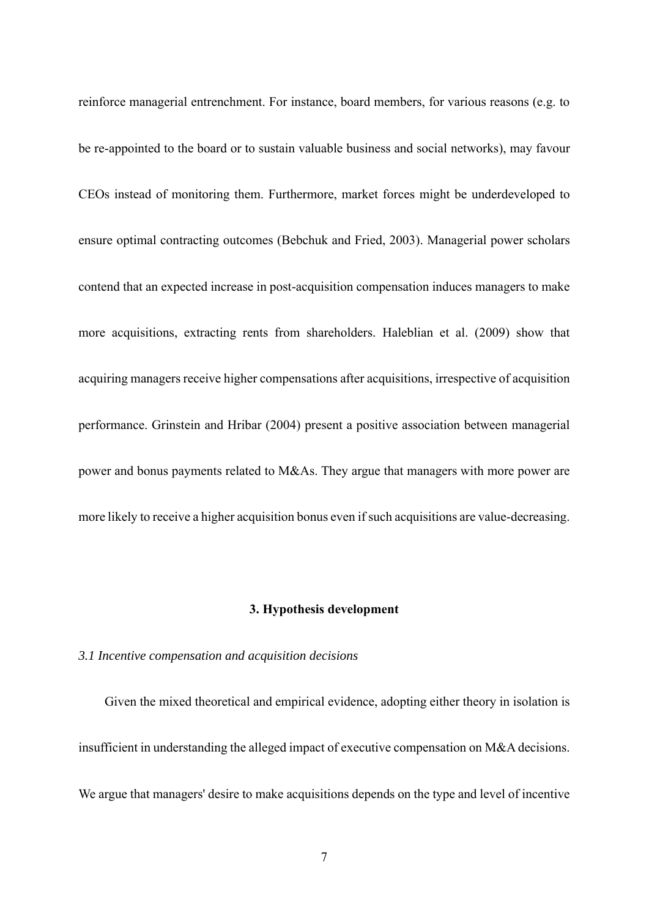reinforce managerial entrenchment. For instance, board members, for various reasons (e.g. to be re-appointed to the board or to sustain valuable business and social networks), may favour CEOs instead of monitoring them. Furthermore, market forces might be underdeveloped to ensure optimal contracting outcomes (Bebchuk and Fried, 2003). Managerial power scholars contend that an expected increase in post-acquisition compensation induces managers to make more acquisitions, extracting rents from shareholders. Haleblian et al. (2009) show that acquiring managers receive higher compensations after acquisitions, irrespective of acquisition performance. Grinstein and Hribar (2004) present a positive association between managerial power and bonus payments related to M&As. They argue that managers with more power are more likely to receive a higher acquisition bonus even if such acquisitions are value-decreasing.

## 3. Hypothesis development

### *3.1 Incentive compensation and acquisition decisions*

Given the mixed theoretical and empirical evidence, adopting either theory in isolation is insufficient in understanding the alleged impact of executive compensation on M&A decisions. We argue that managers' desire to make acquisitions depends on the type and level of incentive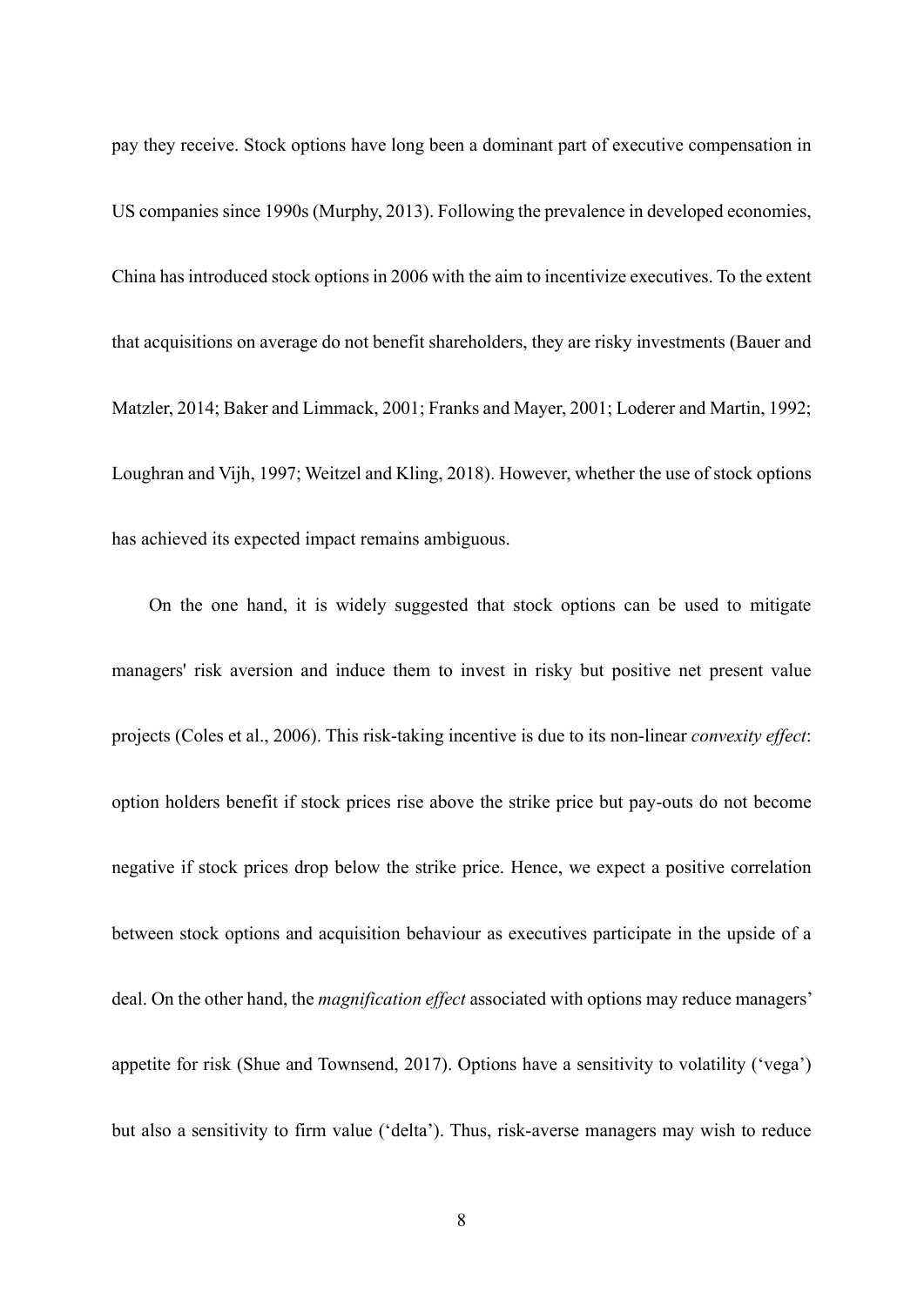pay they receive. Stock options have long been a dominant part of executive compensation in US companies since 1990s (Murphy, 2013). Following the prevalence in developed economies, China has introduced stock options in 2006 with the aim to incentivize executives. To the extent that acquisitions on average do not benefit shareholders, they are risky investments (Bauer and Matzler, 2014; Baker and Limmack, 2001; Franks and Mayer, 2001; Loderer and Martin, 1992; Loughran and Vijh, 1997; Weitzel and Kling, 2018). However, whether the use of stock options has achieved its expected impact remains ambiguous.

On the one hand, it is widely suggested that stock options can be used to mitigate managers' risk aversion and induce them to invest in risky but positive net present value projects (Coles et al., 2006). This risk-taking incentive is due to its non-linear *convexity effect*: option holders benefit if stock prices rise above the strike price but pay-outs do not become negative if stock prices drop below the strike price. Hence, we expect a positive correlation between stock options and acquisition behaviour as executives participate in the upside of a deal. On the other hand, the *magnification effect* associated with options may reduce managers' appetite for risk (Shue and Townsend, 2017). Options have a sensitivity to volatility ('vega') but also a sensitivity to firm value ('delta'). Thus, risk-averse managers may wish to reduce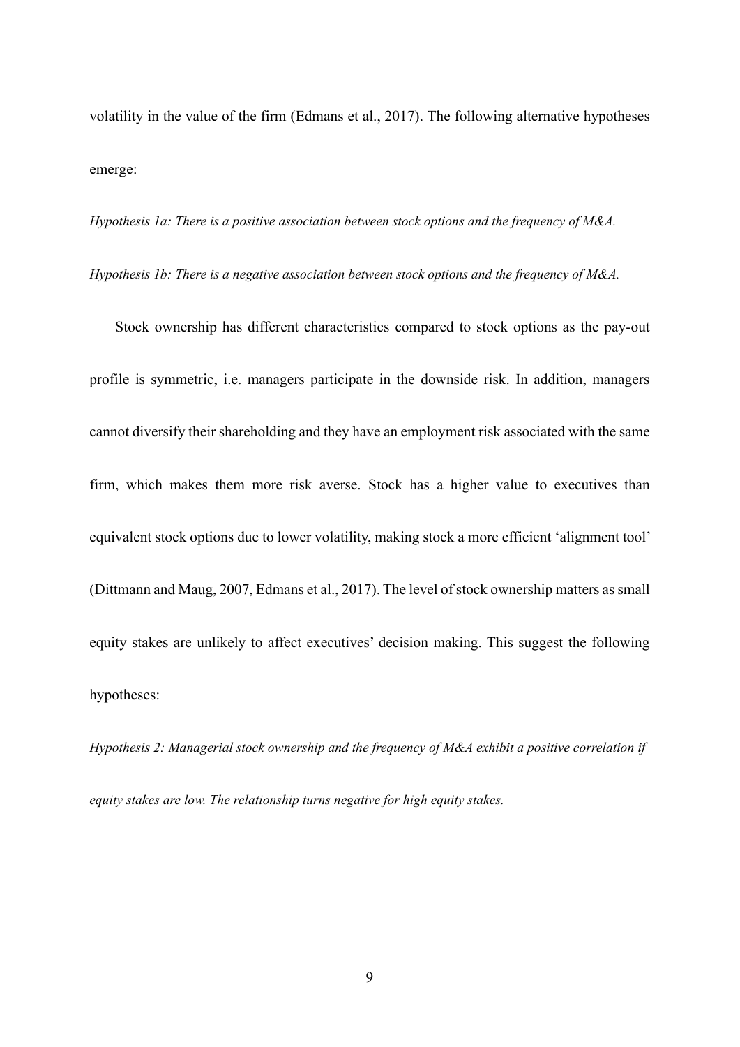volatility in the value of the firm (Edmans et al., 2017). The following alternative hypotheses emerge:

*Hypothesis 1a: There is a positive association between stock options and the frequency of M&A.*

*Hypothesis 1b: There is a negative association between stock options and the frequency of M&A.*

Stock ownership has different characteristics compared to stock options as the pay-out profile is symmetric, i.e. managers participate in the downside risk. In addition, managers cannot diversify their shareholding and they have an employment risk associated with the same firm, which makes them more risk averse. Stock has a higher value to executives than equivalent stock options due to lower volatility, making stock a more efficient 'alignment tool' (Dittmann and Maug, 2007, Edmans et al., 2017). The level of stock ownership matters as small equity stakes are unlikely to affect executives' decision making. This suggest the following hypotheses:

*Hypothesis 2: Managerial stock ownership and the frequency of M&A exhibit a positive correlation if equity stakes are low. The relationship turns negative for high equity stakes.*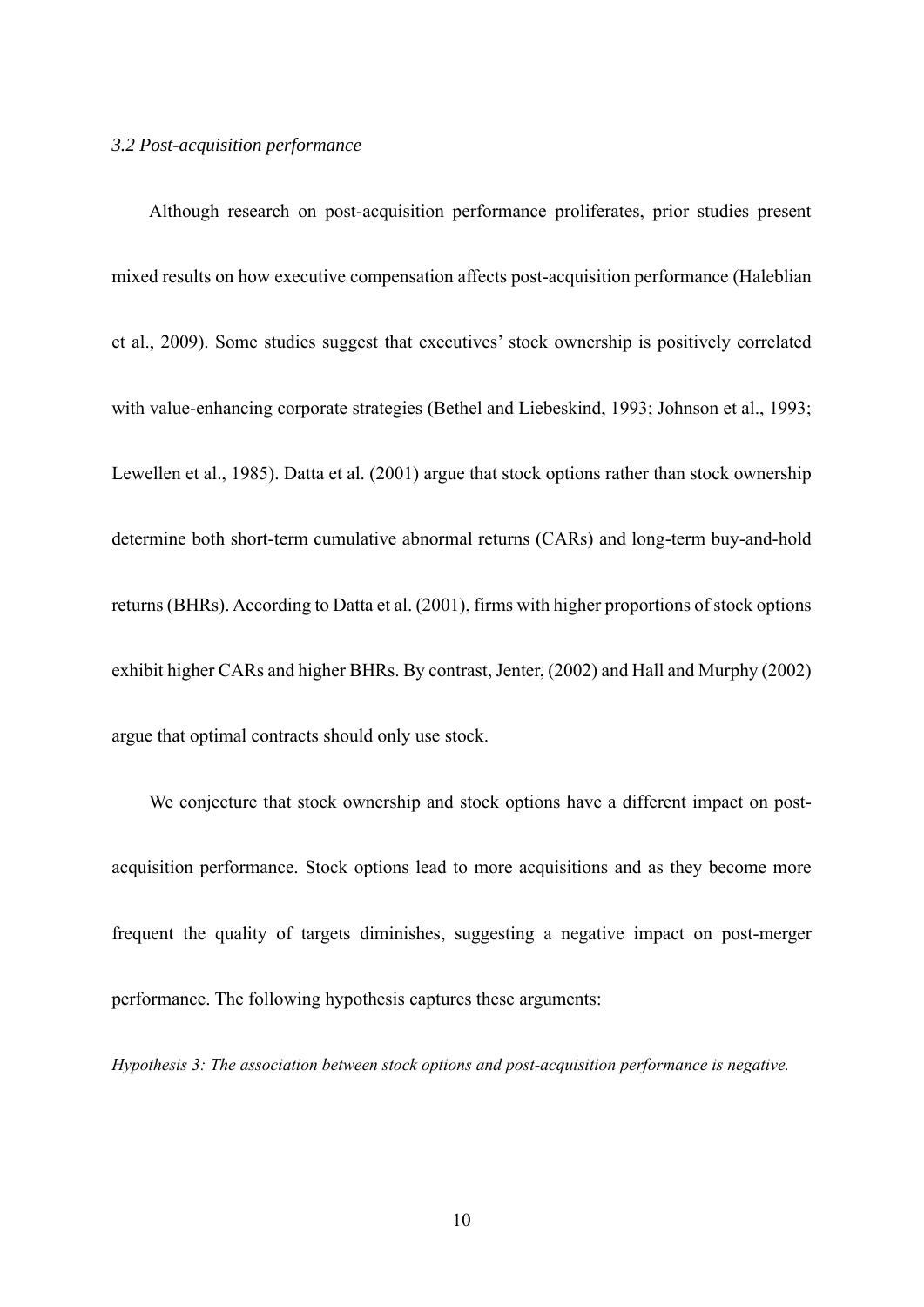### *3.2 Post-acquisition performance*

Although research on post-acquisition performance proliferates, prior studies present mixed results on how executive compensation affects post-acquisition performance (Haleblian et al., 2009). Some studies suggest that executives' stock ownership is positively correlated with value-enhancing corporate strategies (Bethel and Liebeskind, 1993; Johnson et al., 1993; Lewellen et al., 1985). Datta et al. (2001) argue that stock options rather than stock ownership determine both short-term cumulative abnormal returns (CARs) and long-term buy-and-hold returns (BHRs). According to Datta et al. (2001), firms with higher proportions of stock options exhibit higher CARs and higher BHRs. By contrast, Jenter, (2002) and Hall and Murphy (2002) argue that optimal contracts should only use stock.

We conjecture that stock ownership and stock options have a different impact on post-acquisition performance. Stock options lead to more acquisitions and as they become more frequent the quality of targets diminishes, suggesting a negative impact on post-merger performance. The following hypothesis captures these arguments:

*Hypothesis 3: The association between stock options and post-acquisition performance is negative.*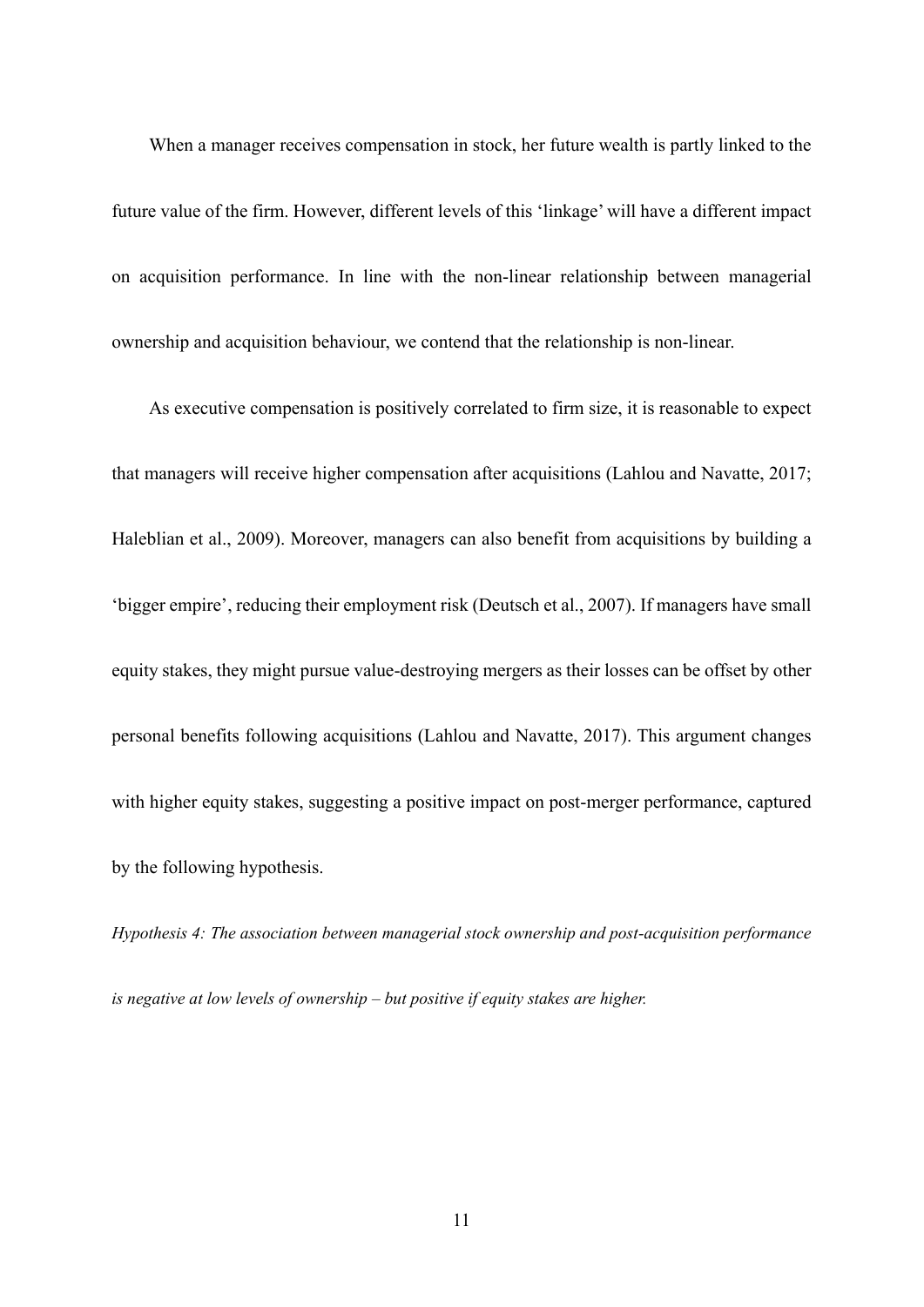When a manager receives compensation in stock, her future wealth is partly linked to the future value of the firm. However, different levels of this 'linkage' will have a different impact on acquisition performance. In line with the non-linear relationship between managerial ownership and acquisition behaviour, we contend that the relationship is non-linear.

As executive compensation is positively correlated to firm size, it is reasonable to expect that managers will receive higher compensation after acquisitions (Lahlou and Navatte, 2017; Haleblian et al., 2009). Moreover, managers can also benefit from acquisitions by building a 'bigger empire', reducing their employment risk (Deutsch et al., 2007). If managers have small equity stakes, they might pursue value-destroying mergers as their losses can be offset by other personal benefits following acquisitions (Lahlou and Navatte, 2017). This argument changes with higher equity stakes, suggesting a positive impact on post-merger performance, captured by the following hypothesis.

*Hypothesis 4: The association between managerial stock ownership and post-acquisition performance is negative at low levels of ownership – but positive if equity stakes are higher.*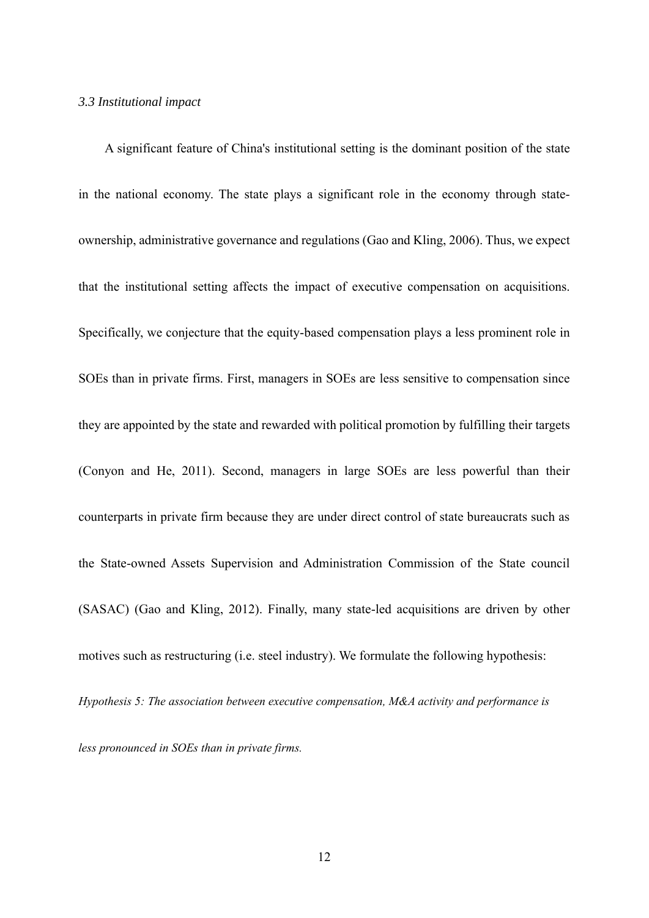### *3.3 Institutional impact*

A significant feature of China's institutional setting is the dominant position of the state in the national economy. The state plays a significant role in the economy through state-ownership, administrative governance and regulations (Gao and Kling, 2006). Thus, we expect that the institutional setting affects the impact of executive compensation on acquisitions. Specifically, we conjecture that the equity-based compensation plays a less prominent role in SOEs than in private firms. First, managers in SOEs are less sensitive to compensation since they are appointed by the state and rewarded with political promotion by fulfilling their targets (Conyon and He, 2011). Second, managers in large SOEs are less powerful than their counterparts in private firm because they are under direct control of state bureaucrats such as the State-owned Assets Supervision and Administration Commission of the State council (SASAC) (Gao and Kling, 2012). Finally, many state-led acquisitions are driven by other motives such as restructuring (i.e. steel industry). We formulate the following hypothesis:

*Hypothesis 5: The association between executive compensation, M&A activity and performance is less pronounced in SOEs than in private firms.*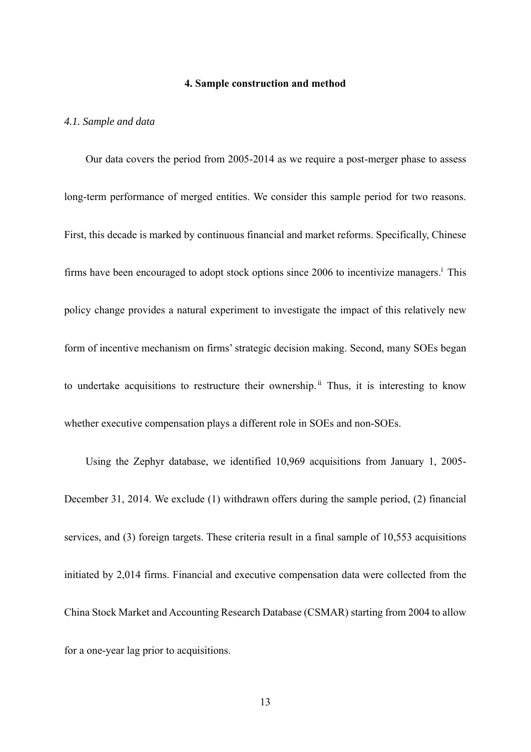## 4. Sample construction and method

### *4.1. Sample and data*

Our data covers the period from 2005-2014 as we require a post-merger phase to assess long-term performance of merged entities. We consider this sample period for two reasons. First, this decade is marked by continuous financial and market reforms. Specifically, Chinese firms have been encouraged to adopt stock options since 2006 to incentivize managers.[i] This policy change provides a natural experiment to investigate the impact of this relatively new form of incentive mechanism on firms' strategic decision making. Second, many SOEs began to undertake acquisitions to restructure their ownership.[ii] Thus, it is interesting to know whether executive compensation plays a different role in SOEs and non-SOEs.

Using the Zephyr database, we identified 10,969 acquisitions from January 1, 2005-December 31, 2014. We exclude (1) withdrawn offers during the sample period, (2) financial services, and (3) foreign targets. These criteria result in a final sample of 10,553 acquisitions initiated by 2,014 firms. Financial and executive compensation data were collected from the China Stock Market and Accounting Research Database (CSMAR) starting from 2004 to allow for a one-year lag prior to acquisitions.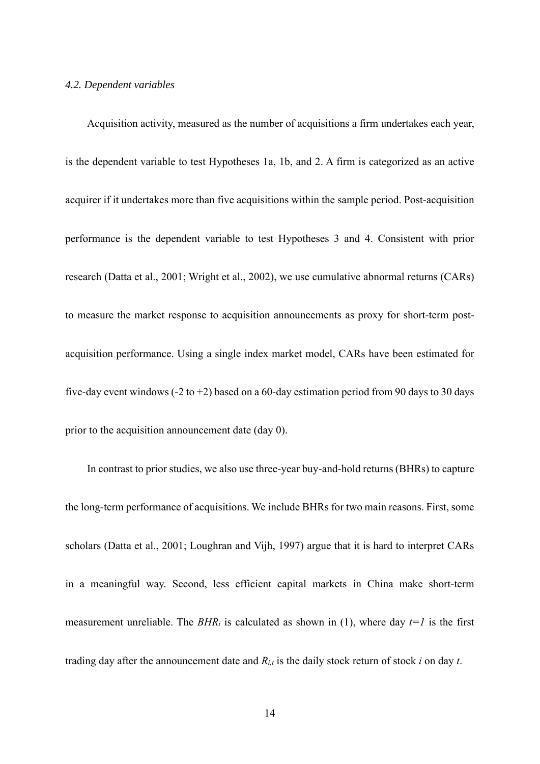### *4.2. Dependent variables*

Acquisition activity, measured as the number of acquisitions a firm undertakes each year, is the dependent variable to test Hypotheses 1a, 1b, and 2. A firm is categorized as an active acquirer if it undertakes more than five acquisitions within the sample period. Post-acquisition performance is the dependent variable to test Hypotheses 3 and 4. Consistent with prior research (Datta et al., 2001; Wright et al., 2002), we use cumulative abnormal returns (CARs) to measure the market response to acquisition announcements as proxy for short-term post-acquisition performance. Using a single index market model, CARs have been estimated for five-day event windows (-2 to +2) based on a 60-day estimation period from 90 days to 30 days prior to the acquisition announcement date (day 0).

In contrast to prior studies, we also use three-year buy-and-hold returns (BHRs) to capture the long-term performance of acquisitions. We include BHRs for two main reasons. First, some scholars (Datta et al., 2001; Loughran and Vijh, 1997) argue that it is hard to interpret CARs in a meaningful way. Second, less efficient capital markets in China make short-term measurement unreliable. The $BHR_i$ is calculated as shown in (1), where day $t=1$ is the first trading day after the announcement date and $R_{i,t}$ is the daily stock return of stock $i$ on day $t$.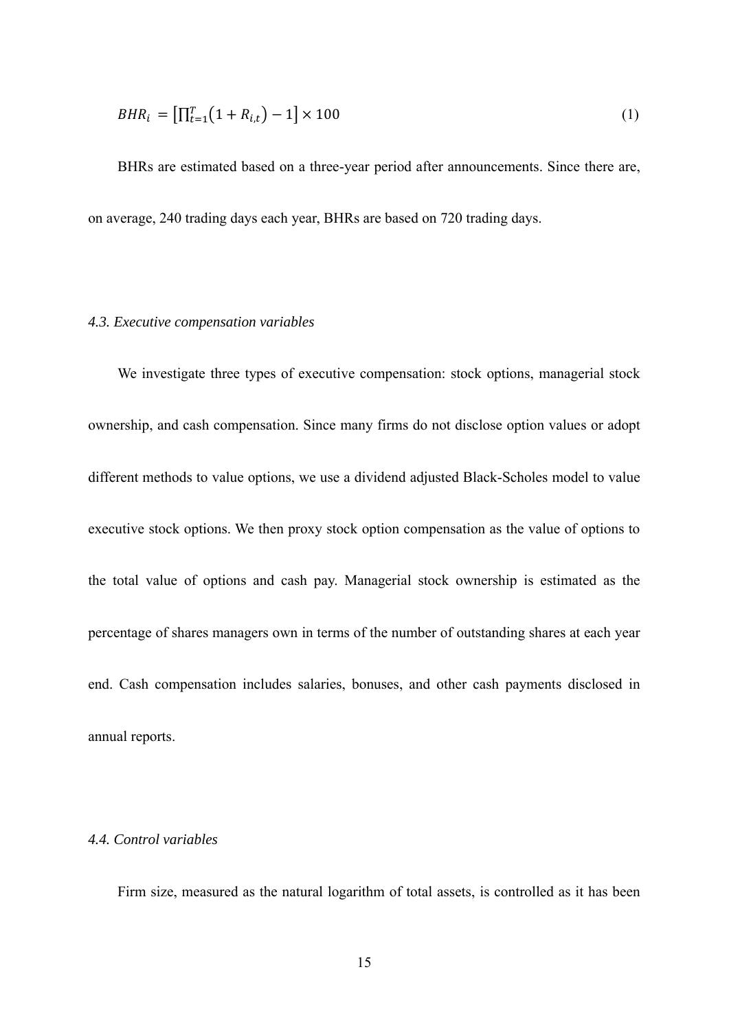$$BHR_i = \left[\prod_{t=1}^{T}\left(1 + R_{i,t}\right) - 1\right] \times 100 \tag{1}$$

BHRs are estimated based on a three-year period after announcements. Since there are, on average, 240 trading days each year, BHRs are based on 720 trading days.

### *4.3. Executive compensation variables*

We investigate three types of executive compensation: stock options, managerial stock ownership, and cash compensation. Since many firms do not disclose option values or adopt different methods to value options, we use a dividend adjusted Black-Scholes model to value executive stock options. We then proxy stock option compensation as the value of options to the total value of options and cash pay. Managerial stock ownership is estimated as the percentage of shares managers own in terms of the number of outstanding shares at each year end. Cash compensation includes salaries, bonuses, and other cash payments disclosed in annual reports.

### *4.4. Control variables*

Firm size, measured as the natural logarithm of total assets, is controlled as it has been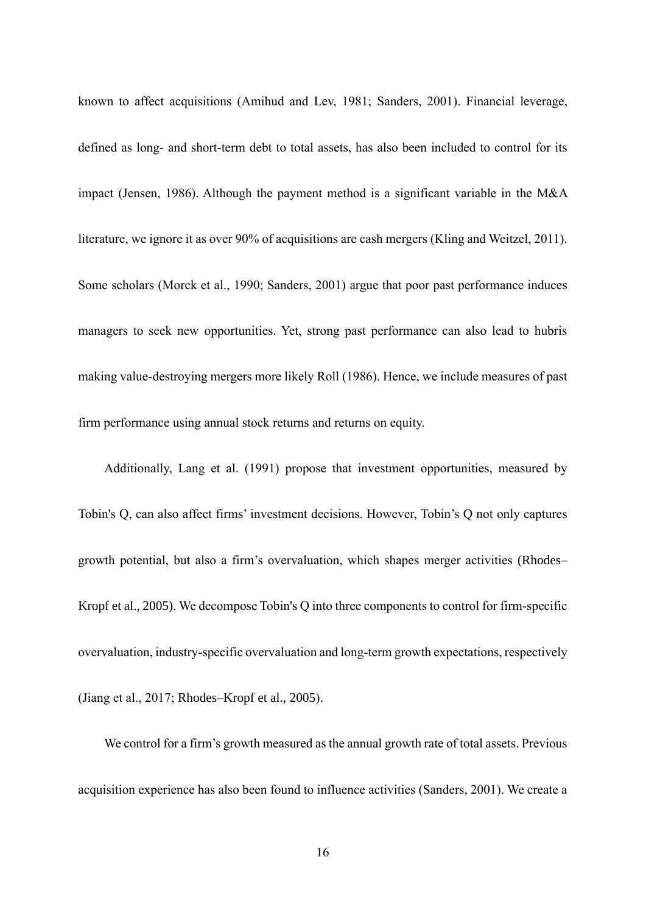known to affect acquisitions (Amihud and Lev, 1981; Sanders, 2001). Financial leverage, defined as long- and short-term debt to total assets, has also been included to control for its impact (Jensen, 1986). Although the payment method is a significant variable in the M&A literature, we ignore it as over 90% of acquisitions are cash mergers (Kling and Weitzel, 2011). Some scholars (Morck et al., 1990; Sanders, 2001) argue that poor past performance induces managers to seek new opportunities. Yet, strong past performance can also lead to hubris making value-destroying mergers more likely Roll (1986). Hence, we include measures of past firm performance using annual stock returns and returns on equity.

Additionally, Lang et al. (1991) propose that investment opportunities, measured by Tobin's Q, can also affect firms' investment decisions. However, Tobin's Q not only captures growth potential, but also a firm's overvaluation, which shapes merger activities (Rhodes–Kropf et al., 2005). We decompose Tobin's Q into three components to control for firm-specific overvaluation, industry-specific overvaluation and long-term growth expectations, respectively (Jiang et al., 2017; Rhodes–Kropf et al., 2005).

We control for a firm's growth measured as the annual growth rate of total assets. Previous acquisition experience has also been found to influence activities (Sanders, 2001). We create a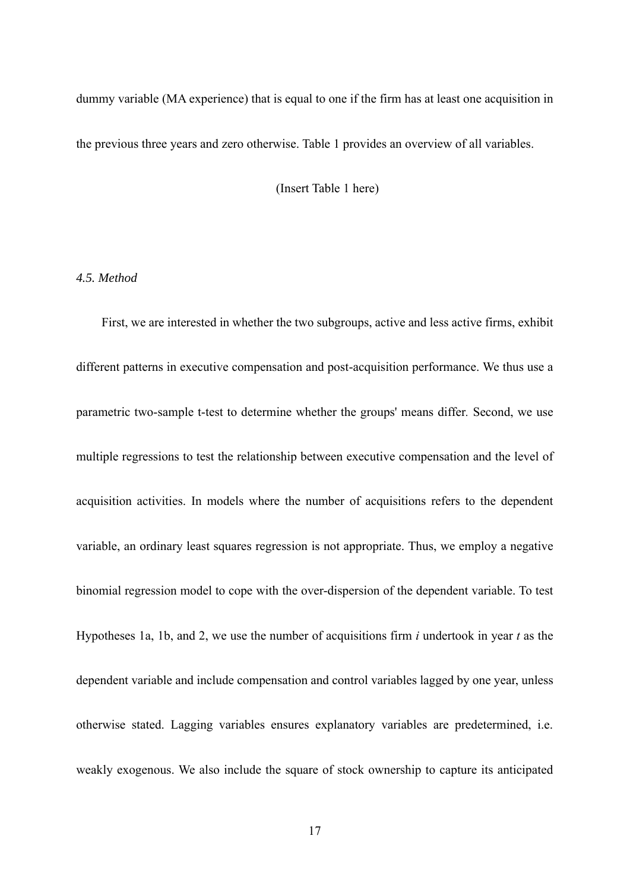dummy variable (MA experience) that is equal to one if the firm has at least one acquisition in the previous three years and zero otherwise. Table 1 provides an overview of all variables.

(Insert Table 1 here)

### *4.5. Method*

First, we are interested in whether the two subgroups, active and less active firms, exhibit different patterns in executive compensation and post-acquisition performance. We thus use a parametric two-sample t-test to determine whether the groups' means differ. Second, we use multiple regressions to test the relationship between executive compensation and the level of acquisition activities. In models where the number of acquisitions refers to the dependent variable, an ordinary least squares regression is not appropriate. Thus, we employ a negative binomial regression model to cope with the over-dispersion of the dependent variable. To test Hypotheses 1a, 1b, and 2, we use the number of acquisitions firm $i$ undertook in year $t$ as the dependent variable and include compensation and control variables lagged by one year, unless otherwise stated. Lagging variables ensures explanatory variables are predetermined, i.e. weakly exogenous. We also include the square of stock ownership to capture its anticipated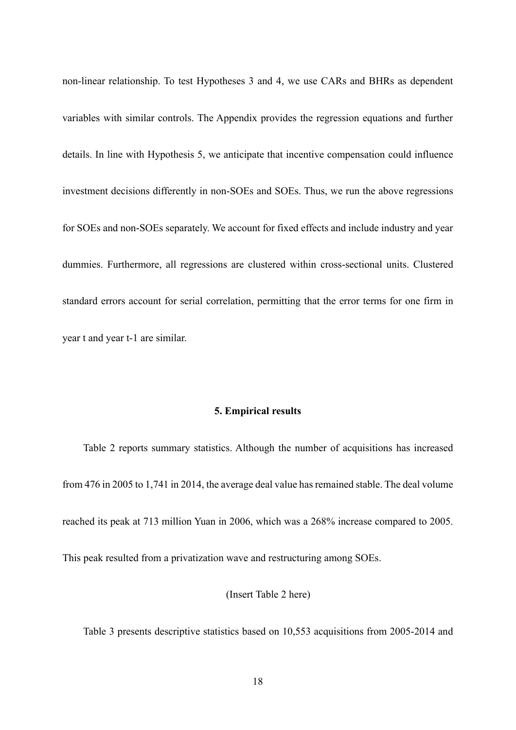non-linear relationship. To test Hypotheses 3 and 4, we use CARs and BHRs as dependent variables with similar controls. The Appendix provides the regression equations and further details. In line with Hypothesis 5, we anticipate that incentive compensation could influence investment decisions differently in non-SOEs and SOEs. Thus, we run the above regressions for SOEs and non-SOEs separately. We account for fixed effects and include industry and year dummies. Furthermore, all regressions are clustered within cross-sectional units. Clustered standard errors account for serial correlation, permitting that the error terms for one firm in year t and year t-1 are similar.

## 5. Empirical results

Table 2 reports summary statistics. Although the number of acquisitions has increased from 476 in 2005 to 1,741 in 2014, the average deal value has remained stable. The deal volume reached its peak at 713 million Yuan in 2006, which was a 268% increase compared to 2005. This peak resulted from a privatization wave and restructuring among SOEs.

(Insert Table 2 here)

Table 3 presents descriptive statistics based on 10,553 acquisitions from 2005-2014 and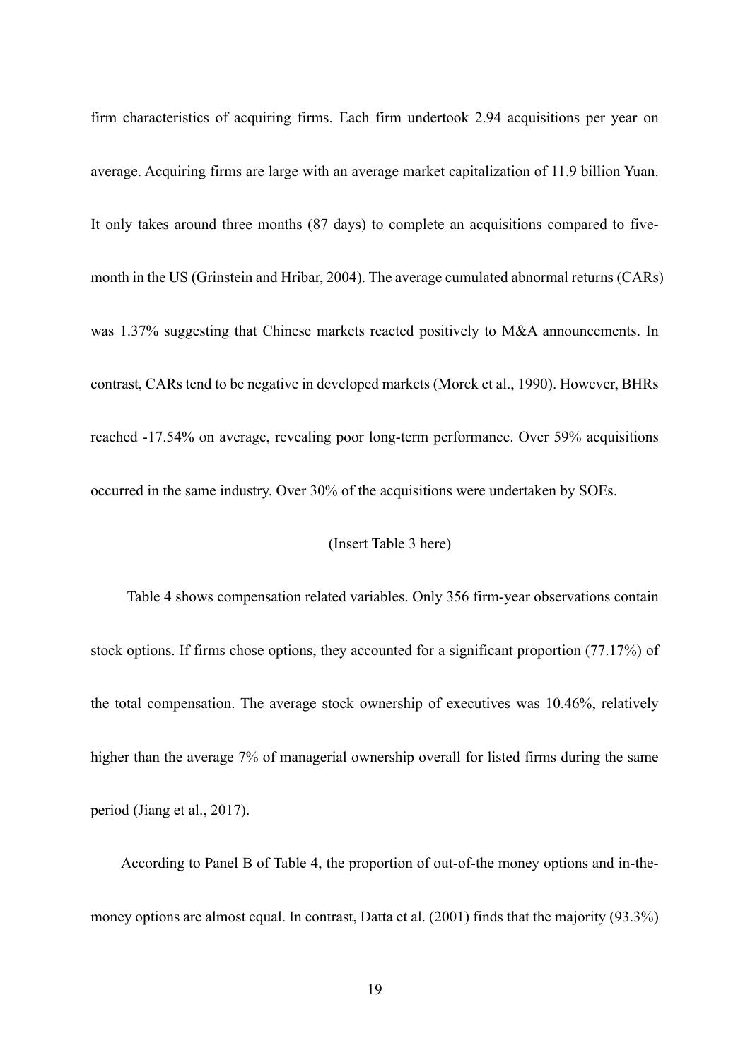firm characteristics of acquiring firms. Each firm undertook 2.94 acquisitions per year on average. Acquiring firms are large with an average market capitalization of 11.9 billion Yuan. It only takes around three months (87 days) to complete an acquisitions compared to five-month in the US (Grinstein and Hribar, 2004). The average cumulated abnormal returns (CARs) was 1.37% suggesting that Chinese markets reacted positively to M&A announcements. In contrast, CARs tend to be negative in developed markets (Morck et al., 1990). However, BHRs reached -17.54% on average, revealing poor long-term performance. Over 59% acquisitions occurred in the same industry. Over 30% of the acquisitions were undertaken by SOEs.

(Insert Table 3 here)

Table 4 shows compensation related variables. Only 356 firm-year observations contain stock options. If firms chose options, they accounted for a significant proportion (77.17%) of the total compensation. The average stock ownership of executives was 10.46%, relatively higher than the average 7% of managerial ownership overall for listed firms during the same period (Jiang et al., 2017).

According to Panel B of Table 4, the proportion of out-of-the money options and in-the-money options are almost equal. In contrast, Datta et al. (2001) finds that the majority (93.3%)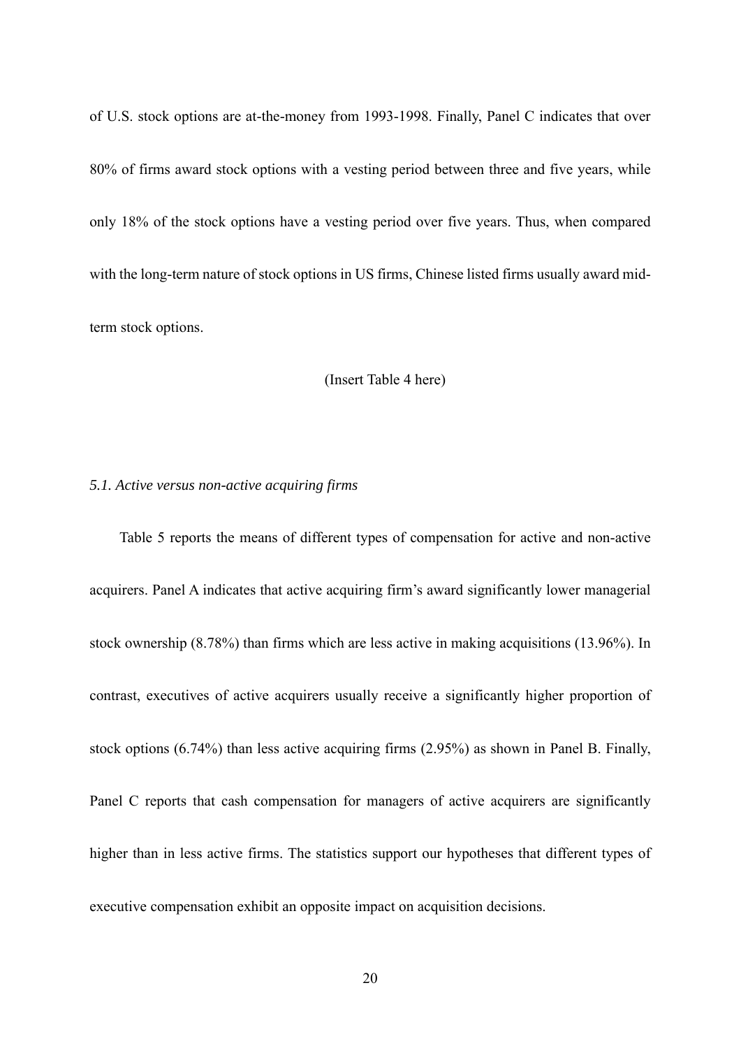of U.S. stock options are at-the-money from 1993-1998. Finally, Panel C indicates that over 80% of firms award stock options with a vesting period between three and five years, while only 18% of the stock options have a vesting period over five years. Thus, when compared with the long-term nature of stock options in US firms, Chinese listed firms usually award mid-term stock options.

(Insert Table 4 here)

### *5.1. Active versus non-active acquiring firms*

Table 5 reports the means of different types of compensation for active and non-active acquirers. Panel A indicates that active acquiring firm's award significantly lower managerial stock ownership (8.78%) than firms which are less active in making acquisitions (13.96%). In contrast, executives of active acquirers usually receive a significantly higher proportion of stock options (6.74%) than less active acquiring firms (2.95%) as shown in Panel B. Finally, Panel C reports that cash compensation for managers of active acquirers are significantly higher than in less active firms. The statistics support our hypotheses that different types of executive compensation exhibit an opposite impact on acquisition decisions.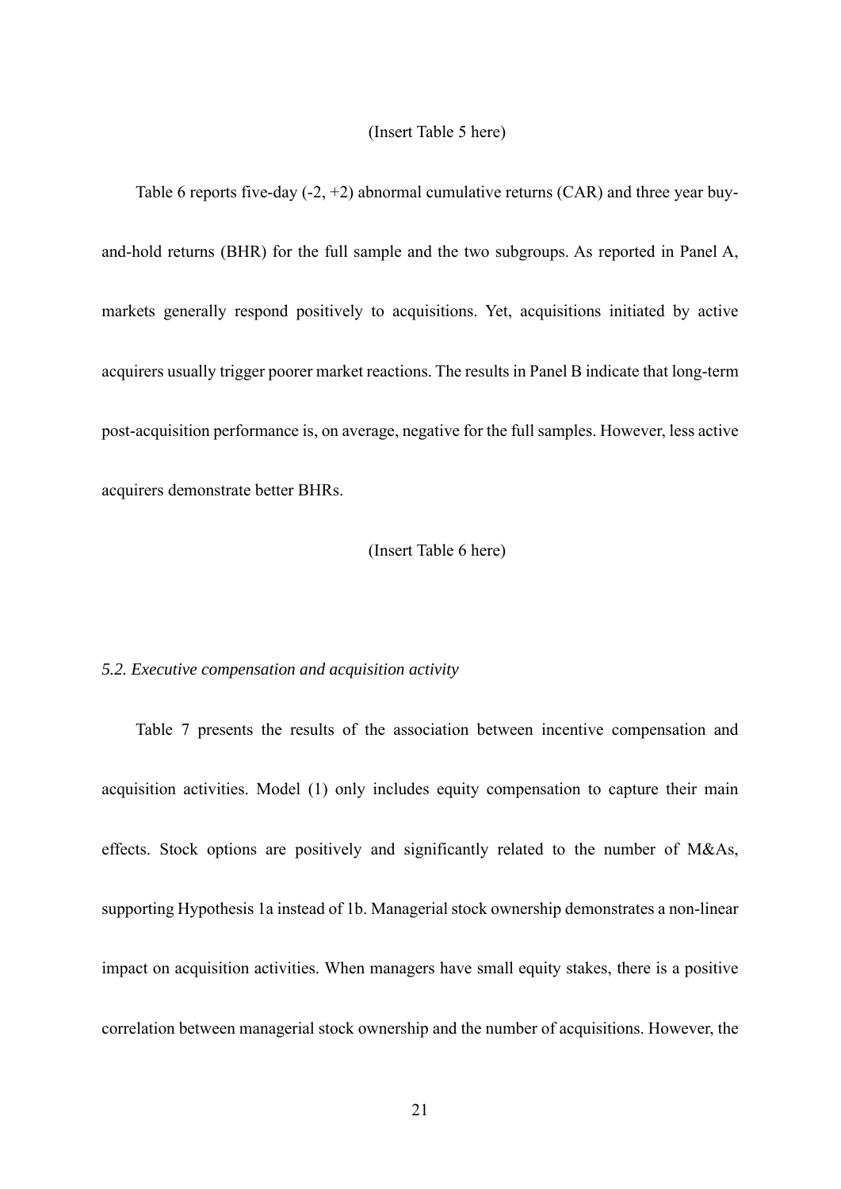(Insert Table 5 here)

Table 6 reports five-day (-2, +2) abnormal cumulative returns (CAR) and three year buy-and-hold returns (BHR) for the full sample and the two subgroups. As reported in Panel A, markets generally respond positively to acquisitions. Yet, acquisitions initiated by active acquirers usually trigger poorer market reactions. The results in Panel B indicate that long-term post-acquisition performance is, on average, negative for the full samples. However, less active acquirers demonstrate better BHRs.

(Insert Table 6 here)

*5.2. Executive compensation and acquisition activity*

Table 7 presents the results of the association between incentive compensation and acquisition activities. Model (1) only includes equity compensation to capture their main effects. Stock options are positively and significantly related to the number of M&As, supporting Hypothesis 1a instead of 1b. Managerial stock ownership demonstrates a non-linear impact on acquisition activities. When managers have small equity stakes, there is a positive correlation between managerial stock ownership and the number of acquisitions. However, the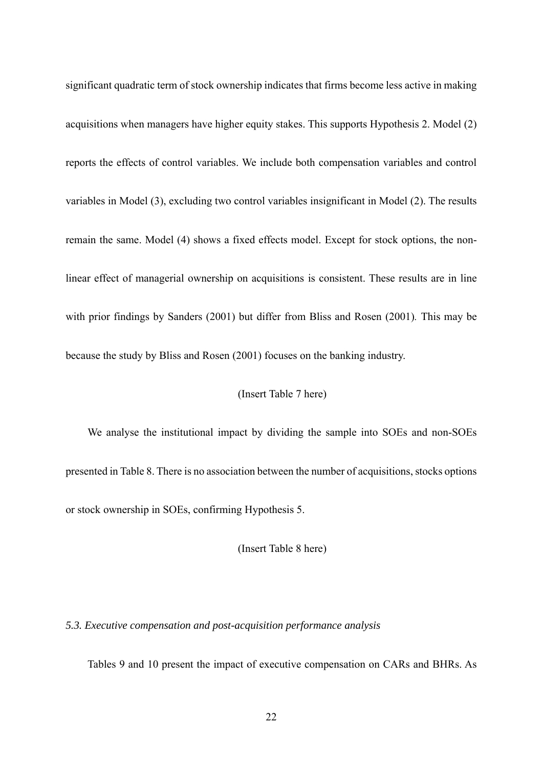significant quadratic term of stock ownership indicates that firms become less active in making acquisitions when managers have higher equity stakes. This supports Hypothesis 2. Model (2) reports the effects of control variables. We include both compensation variables and control variables in Model (3), excluding two control variables insignificant in Model (2). The results remain the same. Model (4) shows a fixed effects model. Except for stock options, the non-linear effect of managerial ownership on acquisitions is consistent. These results are in line with prior findings by Sanders (2001) but differ from Bliss and Rosen (2001). This may be because the study by Bliss and Rosen (2001) focuses on the banking industry.

(Insert Table 7 here)

We analyse the institutional impact by dividing the sample into SOEs and non-SOEs presented in Table 8. There is no association between the number of acquisitions, stocks options or stock ownership in SOEs, confirming Hypothesis 5.

(Insert Table 8 here)

### *5.3. Executive compensation and post-acquisition performance analysis*

Tables 9 and 10 present the impact of executive compensation on CARs and BHRs. As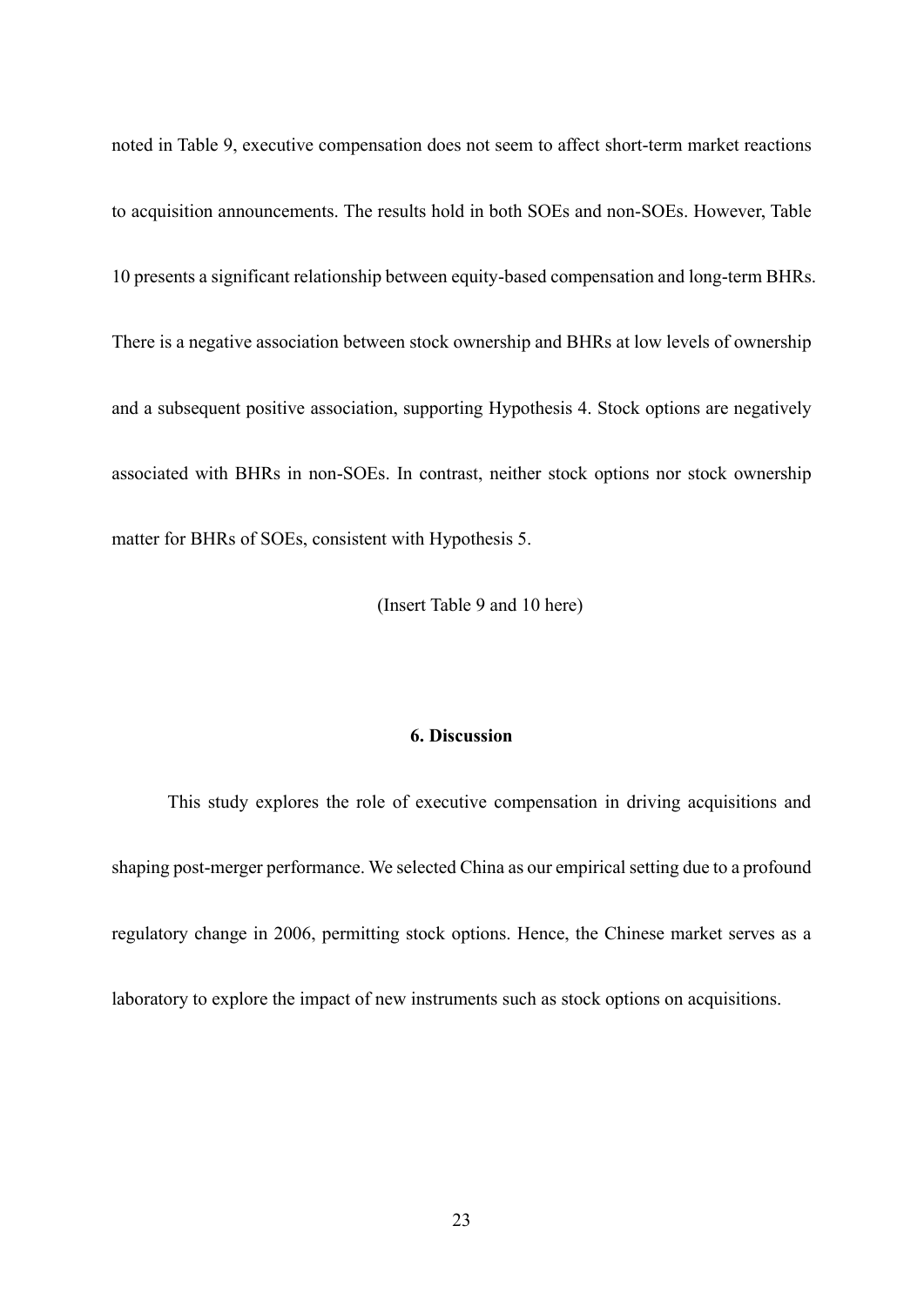noted in Table 9, executive compensation does not seem to affect short-term market reactions to acquisition announcements. The results hold in both SOEs and non-SOEs. However, Table 10 presents a significant relationship between equity-based compensation and long-term BHRs. There is a negative association between stock ownership and BHRs at low levels of ownership and a subsequent positive association, supporting Hypothesis 4. Stock options are negatively associated with BHRs in non-SOEs. In contrast, neither stock options nor stock ownership matter for BHRs of SOEs, consistent with Hypothesis 5.

(Insert Table 9 and 10 here)

## 6. Discussion

This study explores the role of executive compensation in driving acquisitions and shaping post-merger performance. We selected China as our empirical setting due to a profound regulatory change in 2006, permitting stock options. Hence, the Chinese market serves as a laboratory to explore the impact of new instruments such as stock options on acquisitions.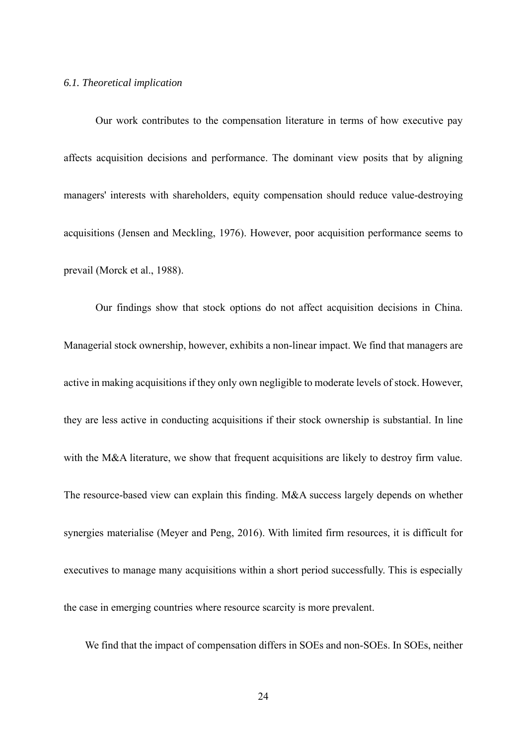### *6.1. Theoretical implication*

Our work contributes to the compensation literature in terms of how executive pay affects acquisition decisions and performance. The dominant view posits that by aligning managers' interests with shareholders, equity compensation should reduce value-destroying acquisitions (Jensen and Meckling, 1976). However, poor acquisition performance seems to prevail (Morck et al., 1988).

Our findings show that stock options do not affect acquisition decisions in China. Managerial stock ownership, however, exhibits a non-linear impact. We find that managers are active in making acquisitions if they only own negligible to moderate levels of stock. However, they are less active in conducting acquisitions if their stock ownership is substantial. In line with the M&A literature, we show that frequent acquisitions are likely to destroy firm value. The resource-based view can explain this finding. M&A success largely depends on whether synergies materialise (Meyer and Peng, 2016). With limited firm resources, it is difficult for executives to manage many acquisitions within a short period successfully. This is especially the case in emerging countries where resource scarcity is more prevalent.

We find that the impact of compensation differs in SOEs and non-SOEs. In SOEs, neither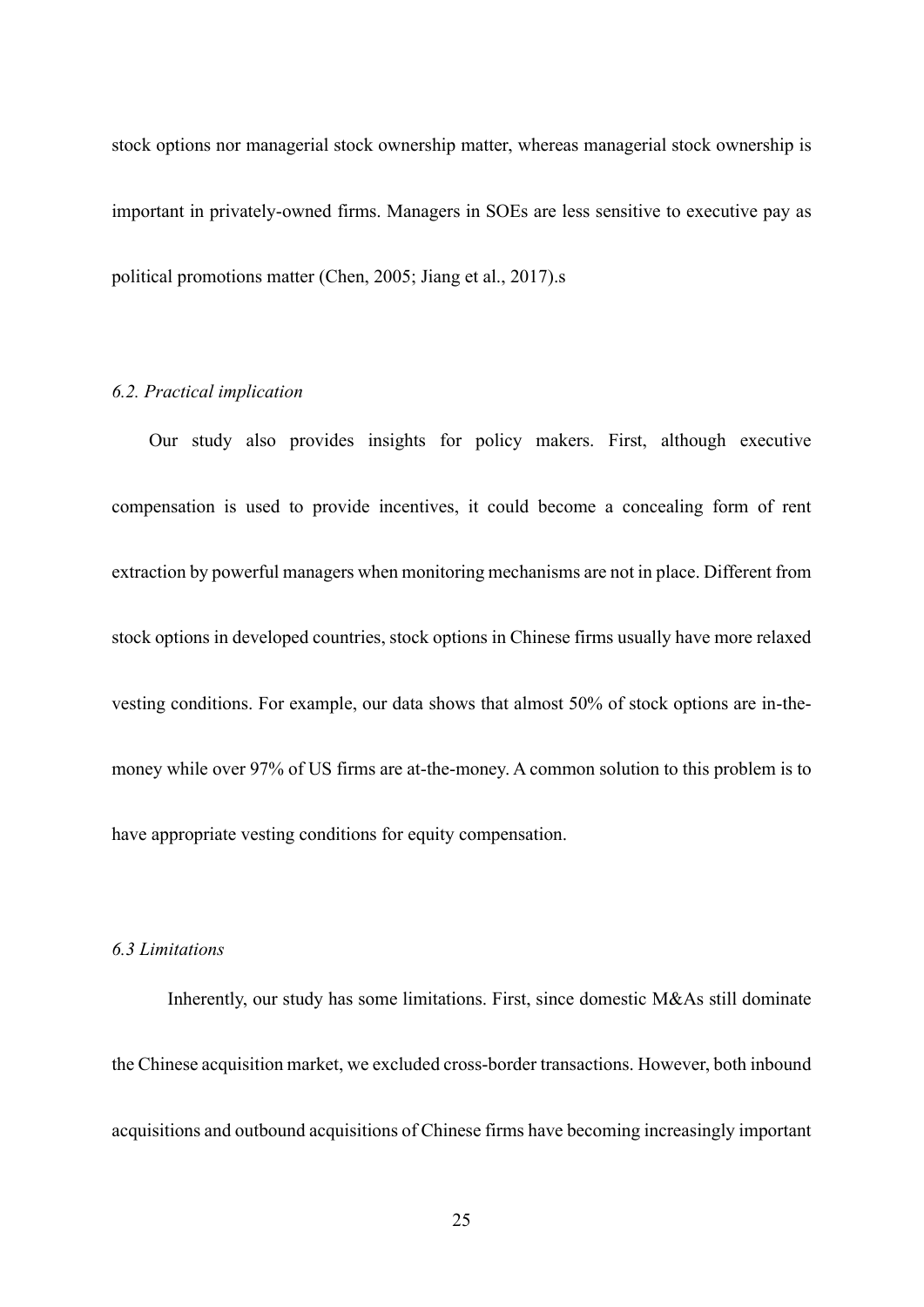stock options nor managerial stock ownership matter, whereas managerial stock ownership is important in privately-owned firms. Managers in SOEs are less sensitive to executive pay as political promotions matter (Chen, 2005; Jiang et al., 2017).s

### *6.2. Practical implication*

Our study also provides insights for policy makers. First, although executive compensation is used to provide incentives, it could become a concealing form of rent extraction by powerful managers when monitoring mechanisms are not in place. Different from stock options in developed countries, stock options in Chinese firms usually have more relaxed vesting conditions. For example, our data shows that almost 50% of stock options are in-the-money while over 97% of US firms are at-the-money. A common solution to this problem is to have appropriate vesting conditions for equity compensation.

### *6.3 Limitations*

Inherently, our study has some limitations. First, since domestic M&As still dominate the Chinese acquisition market, we excluded cross-border transactions. However, both inbound acquisitions and outbound acquisitions of Chinese firms have becoming increasingly important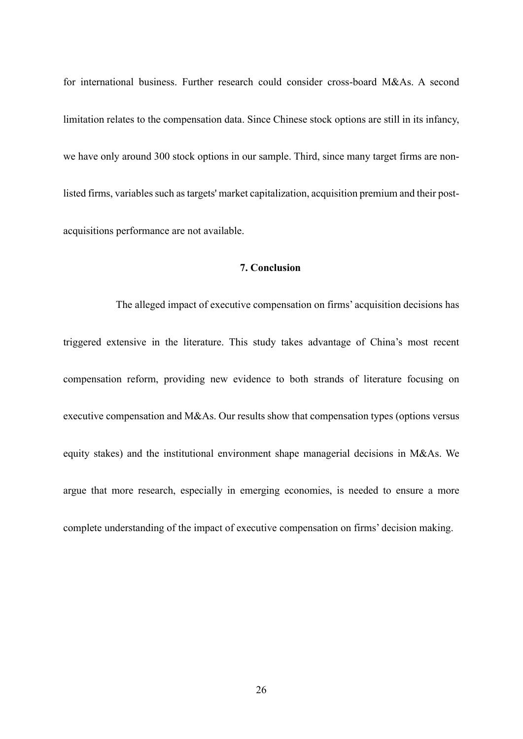for international business. Further research could consider cross-board M&As. A second limitation relates to the compensation data. Since Chinese stock options are still in its infancy, we have only around 300 stock options in our sample. Third, since many target firms are non-listed firms, variables such as targets' market capitalization, acquisition premium and their post-acquisitions performance are not available.

## 7. Conclusion

The alleged impact of executive compensation on firms' acquisition decisions has triggered extensive in the literature. This study takes advantage of China's most recent compensation reform, providing new evidence to both strands of literature focusing on executive compensation and M&As. Our results show that compensation types (options versus equity stakes) and the institutional environment shape managerial decisions in M&As. We argue that more research, especially in emerging economies, is needed to ensure a more complete understanding of the impact of executive compensation on firms' decision making.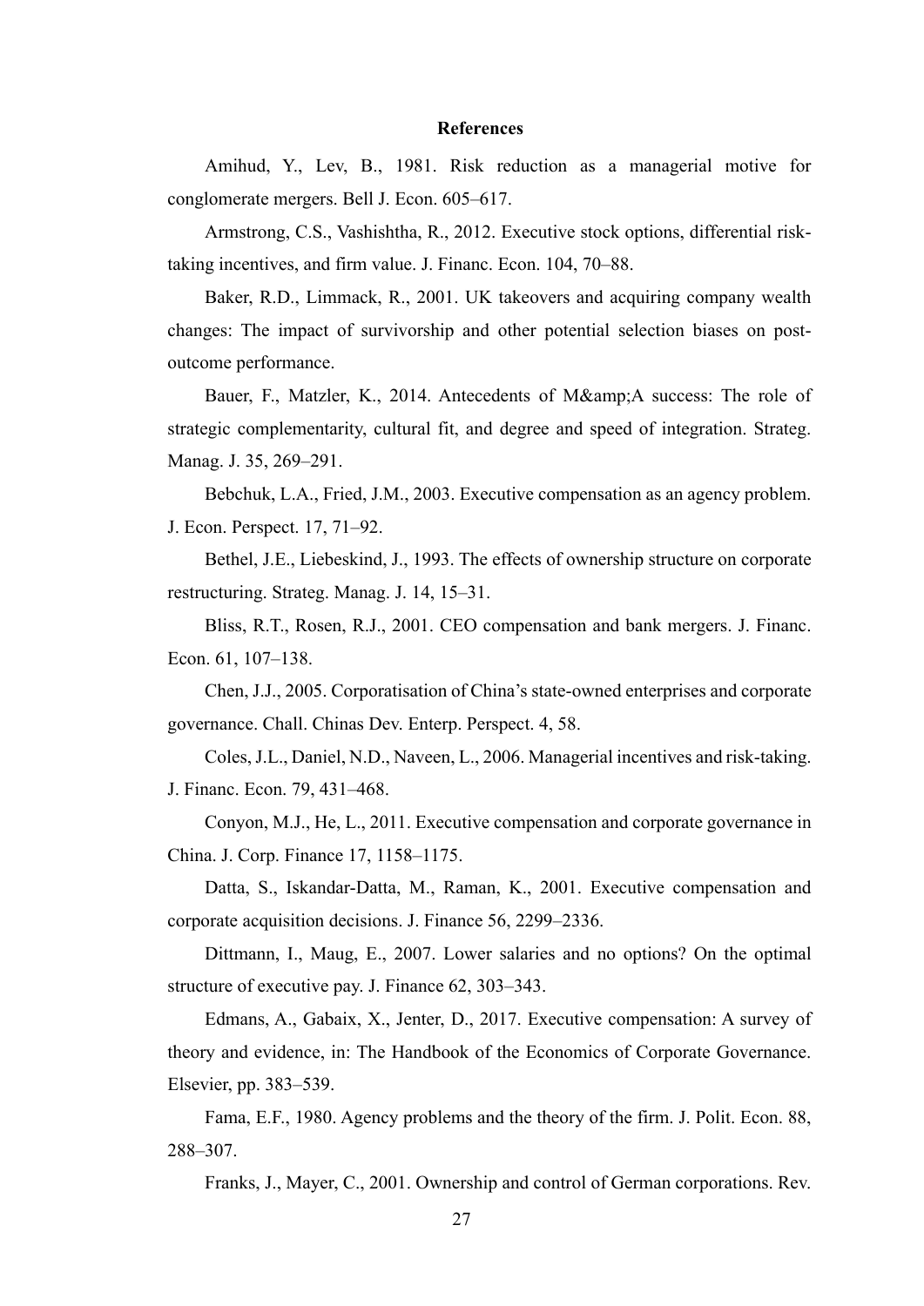## References

Amihud, Y., Lev, B., 1981. Risk reduction as a managerial motive for conglomerate mergers. Bell J. Econ. 605–617.

Armstrong, C.S., Vashishtha, R., 2012. Executive stock options, differential risk-taking incentives, and firm value. J. Financ. Econ. 104, 70–88.

Baker, R.D., Limmack, R., 2001. UK takeovers and acquiring company wealth changes: The impact of survivorship and other potential selection biases on post-outcome performance.

Bauer, F., Matzler, K., 2014. Antecedents of M&amp;A success: The role of strategic complementarity, cultural fit, and degree and speed of integration. Strateg. Manag. J. 35, 269–291.

Bebchuk, L.A., Fried, J.M., 2003. Executive compensation as an agency problem. J. Econ. Perspect. 17, 71–92.

Bethel, J.E., Liebeskind, J., 1993. The effects of ownership structure on corporate restructuring. Strateg. Manag. J. 14, 15–31.

Bliss, R.T., Rosen, R.J., 2001. CEO compensation and bank mergers. J. Financ. Econ. 61, 107–138.

Chen, J.J., 2005. Corporatisation of China's state-owned enterprises and corporate governance. Chall. Chinas Dev. Enterp. Perspect. 4, 58.

Coles, J.L., Daniel, N.D., Naveen, L., 2006. Managerial incentives and risk-taking. J. Financ. Econ. 79, 431–468.

Conyon, M.J., He, L., 2011. Executive compensation and corporate governance in China. J. Corp. Finance 17, 1158–1175.

Datta, S., Iskandar-Datta, M., Raman, K., 2001. Executive compensation and corporate acquisition decisions. J. Finance 56, 2299–2336.

Dittmann, I., Maug, E., 2007. Lower salaries and no options? On the optimal structure of executive pay. J. Finance 62, 303–343.

Edmans, A., Gabaix, X., Jenter, D., 2017. Executive compensation: A survey of theory and evidence, in: The Handbook of the Economics of Corporate Governance. Elsevier, pp. 383–539.

Fama, E.F., 1980. Agency problems and the theory of the firm. J. Polit. Econ. 88, 288–307.

Franks, J., Mayer, C., 2001. Ownership and control of German corporations. Rev.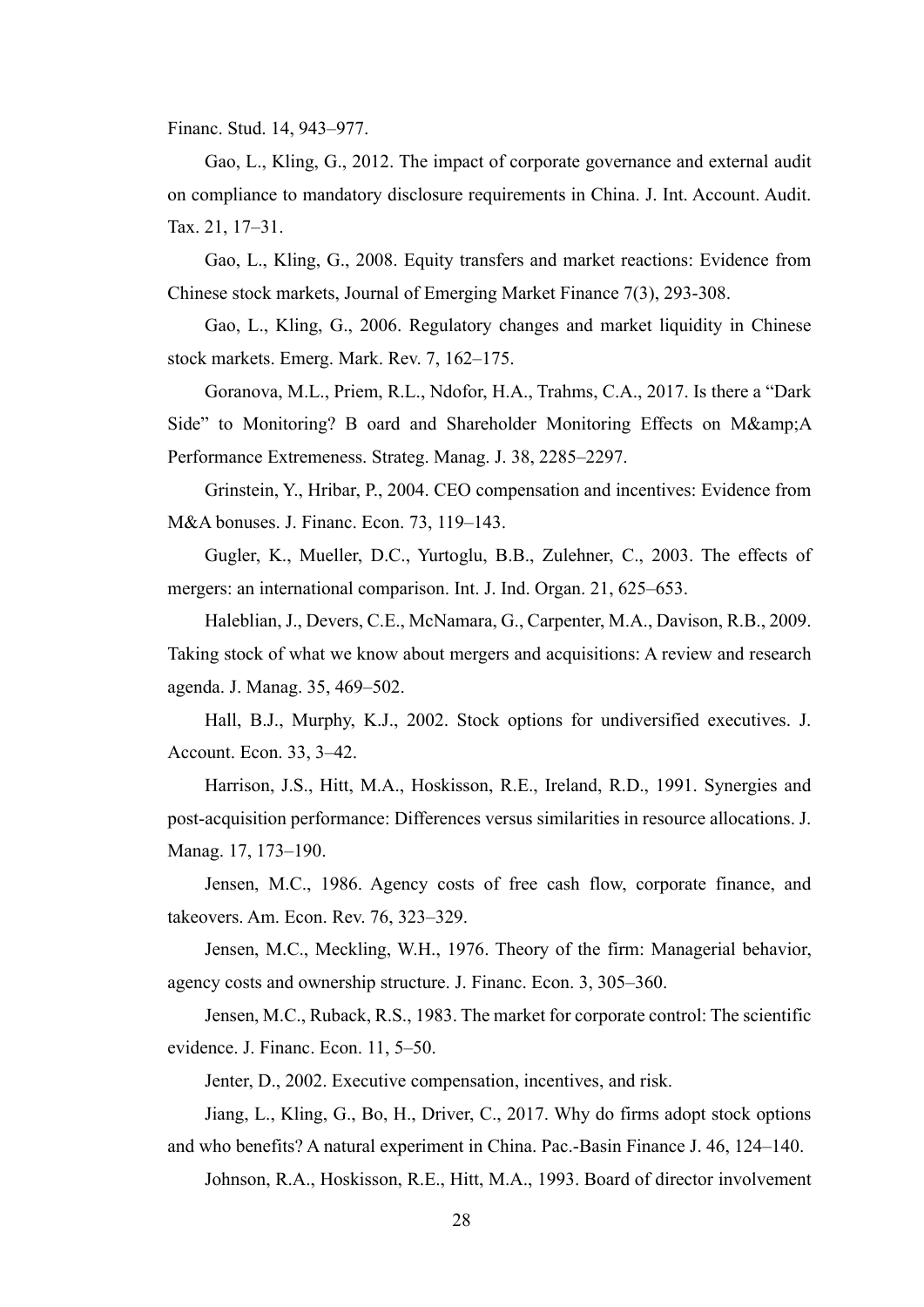Financ. Stud. 14, 943–977.

Gao, L., Kling, G., 2012. The impact of corporate governance and external audit on compliance to mandatory disclosure requirements in China. J. Int. Account. Audit. Tax. 21, 17–31.

Gao, L., Kling, G., 2008. Equity transfers and market reactions: Evidence from Chinese stock markets, Journal of Emerging Market Finance 7(3), 293-308.

Gao, L., Kling, G., 2006. Regulatory changes and market liquidity in Chinese stock markets. Emerg. Mark. Rev. 7, 162–175.

Goranova, M.L., Priem, R.L., Ndofor, H.A., Trahms, C.A., 2017. Is there a "Dark Side" to Monitoring? B oard and Shareholder Monitoring Effects on M&amp;A Performance Extremeness. Strateg. Manag. J. 38, 2285–2297.

Grinstein, Y., Hribar, P., 2004. CEO compensation and incentives: Evidence from M&A bonuses. J. Financ. Econ. 73, 119–143.

Gugler, K., Mueller, D.C., Yurtoglu, B.B., Zulehner, C., 2003. The effects of mergers: an international comparison. Int. J. Ind. Organ. 21, 625–653.

Haleblian, J., Devers, C.E., McNamara, G., Carpenter, M.A., Davison, R.B., 2009. Taking stock of what we know about mergers and acquisitions: A review and research agenda. J. Manag. 35, 469–502.

Hall, B.J., Murphy, K.J., 2002. Stock options for undiversified executives. J. Account. Econ. 33, 3–42.

Harrison, J.S., Hitt, M.A., Hoskisson, R.E., Ireland, R.D., 1991. Synergies and post-acquisition performance: Differences versus similarities in resource allocations. J. Manag. 17, 173–190.

Jensen, M.C., 1986. Agency costs of free cash flow, corporate finance, and takeovers. Am. Econ. Rev. 76, 323–329.

Jensen, M.C., Meckling, W.H., 1976. Theory of the firm: Managerial behavior, agency costs and ownership structure. J. Financ. Econ. 3, 305–360.

Jensen, M.C., Ruback, R.S., 1983. The market for corporate control: The scientific evidence. J. Financ. Econ. 11, 5–50.

Jenter, D., 2002. Executive compensation, incentives, and risk.

Jiang, L., Kling, G., Bo, H., Driver, C., 2017. Why do firms adopt stock options and who benefits? A natural experiment in China. Pac.-Basin Finance J. 46, 124–140.

Johnson, R.A., Hoskisson, R.E., Hitt, M.A., 1993. Board of director involvement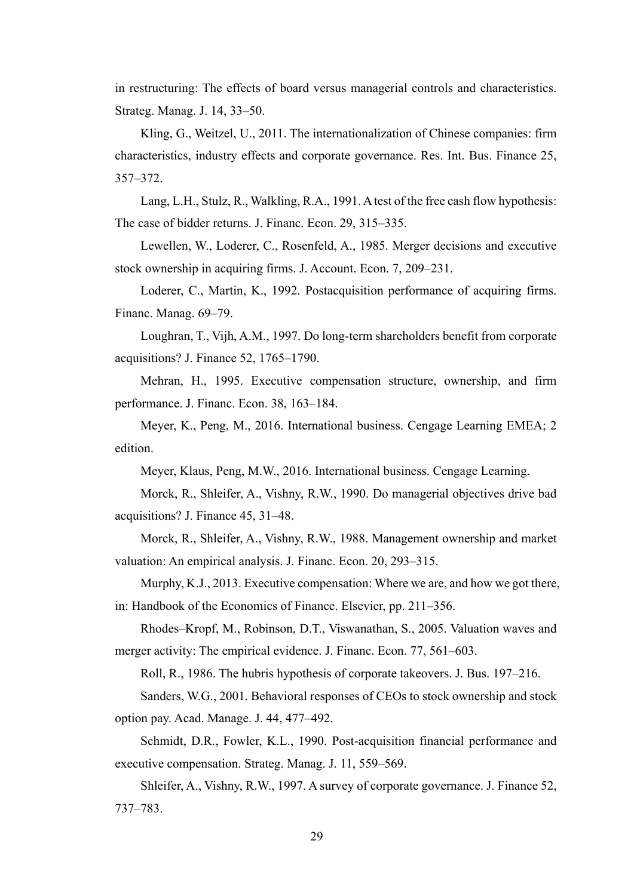in restructuring: The effects of board versus managerial controls and characteristics. Strateg. Manag. J. 14, 33–50.

Kling, G., Weitzel, U., 2011. The internationalization of Chinese companies: firm characteristics, industry effects and corporate governance. Res. Int. Bus. Finance 25, 357–372.

Lang, L.H., Stulz, R., Walkling, R.A., 1991. A test of the free cash flow hypothesis: The case of bidder returns. J. Financ. Econ. 29, 315–335.

Lewellen, W., Loderer, C., Rosenfeld, A., 1985. Merger decisions and executive stock ownership in acquiring firms. J. Account. Econ. 7, 209–231.

Loderer, C., Martin, K., 1992. Postacquisition performance of acquiring firms. Financ. Manag. 69–79.

Loughran, T., Vijh, A.M., 1997. Do long-term shareholders benefit from corporate acquisitions? J. Finance 52, 1765–1790.

Mehran, H., 1995. Executive compensation structure, ownership, and firm performance. J. Financ. Econ. 38, 163–184.

Meyer, K., Peng, M., 2016. International business. Cengage Learning EMEA; 2 edition.

Meyer, Klaus, Peng, M.W., 2016. International business. Cengage Learning.

Morck, R., Shleifer, A., Vishny, R.W., 1990. Do managerial objectives drive bad acquisitions? J. Finance 45, 31–48.

Morck, R., Shleifer, A., Vishny, R.W., 1988. Management ownership and market valuation: An empirical analysis. J. Financ. Econ. 20, 293–315.

Murphy, K.J., 2013. Executive compensation: Where we are, and how we got there, in: Handbook of the Economics of Finance. Elsevier, pp. 211–356.

Rhodes–Kropf, M., Robinson, D.T., Viswanathan, S., 2005. Valuation waves and merger activity: The empirical evidence. J. Financ. Econ. 77, 561–603.

Roll, R., 1986. The hubris hypothesis of corporate takeovers. J. Bus. 197–216.

Sanders, W.G., 2001. Behavioral responses of CEOs to stock ownership and stock option pay. Acad. Manage. J. 44, 477–492.

Schmidt, D.R., Fowler, K.L., 1990. Post-acquisition financial performance and executive compensation. Strateg. Manag. J. 11, 559–569.

Shleifer, A., Vishny, R.W., 1997. A survey of corporate governance. J. Finance 52, 737–783.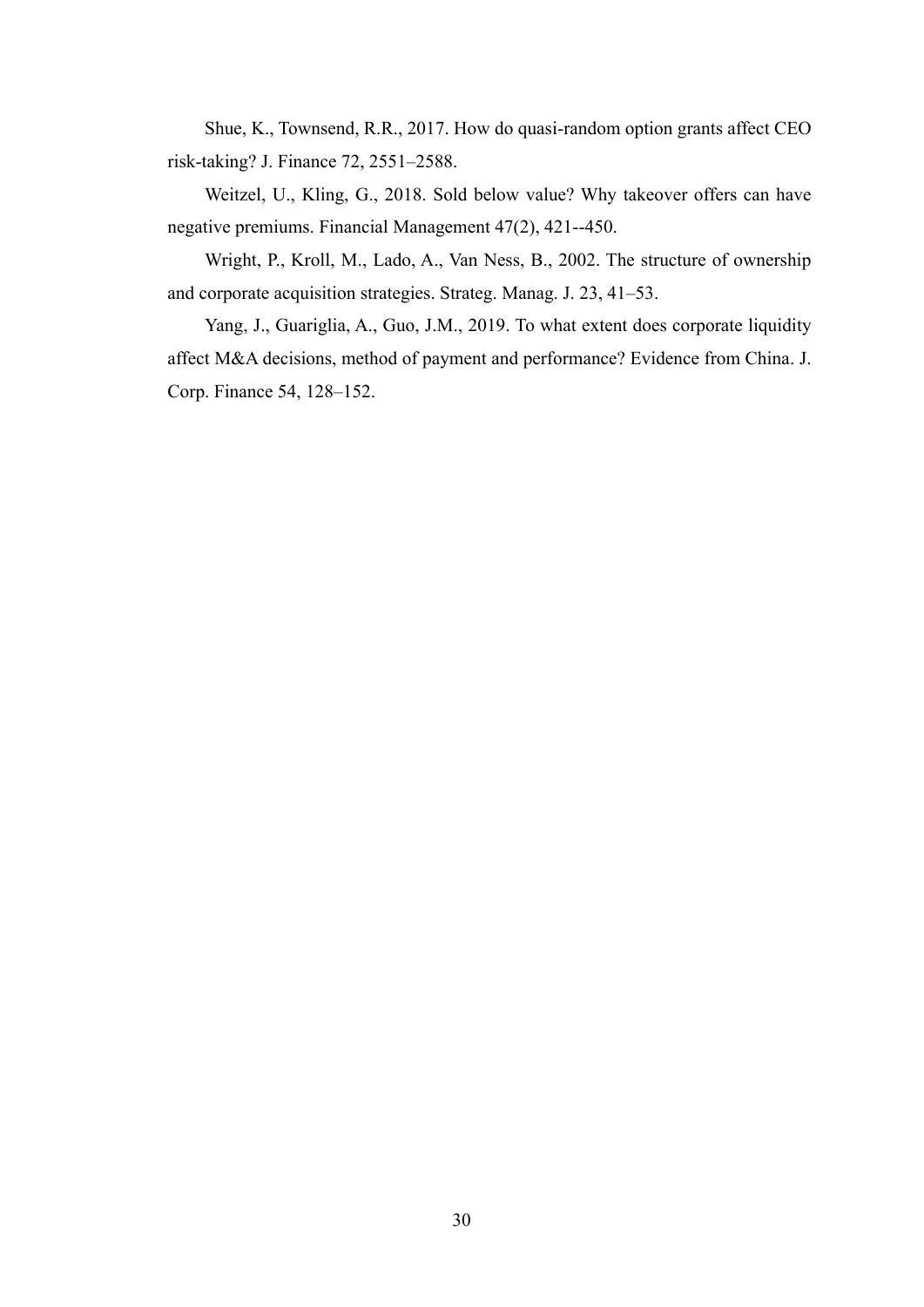Shue, K., Townsend, R.R., 2017. How do quasi-random option grants affect CEO risk-taking? J. Finance 72, 2551–2588.

Weitzel, U., Kling, G., 2018. Sold below value? Why takeover offers can have negative premiums. Financial Management 47(2), 421--450.

Wright, P., Kroll, M., Lado, A., Van Ness, B., 2002. The structure of ownership and corporate acquisition strategies. Strateg. Manag. J. 23, 41–53.

Yang, J., Guariglia, A., Guo, J.M., 2019. To what extent does corporate liquidity affect M&A decisions, method of payment and performance? Evidence from China. J. Corp. Finance 54, 128–152.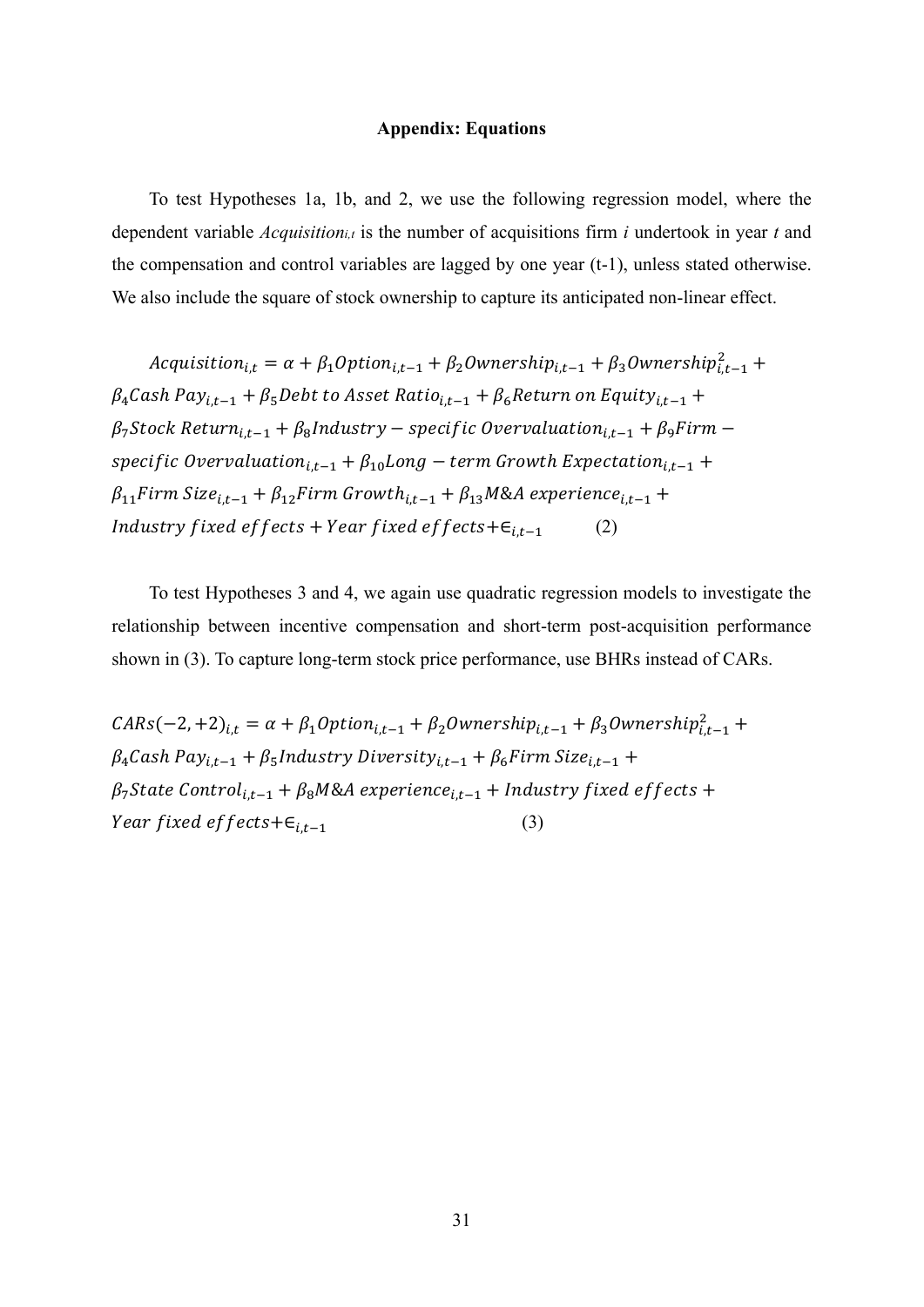**Appendix: Equations**

To test Hypotheses 1a, 1b, and 2, we use the following regression model, where the dependent variable $Acquisition_{i,t}$ is the number of acquisitions firm *i* undertook in year *t* and the compensation and control variables are lagged by one year (t-1), unless stated otherwise. We also include the square of stock ownership to capture its anticipated non-linear effect.

$$Acquisition_{i,t} = \alpha + \beta_1 Option_{i,t-1} + \beta_2 Ownership_{i,t-1} + \beta_3 Ownership^2_{i,t-1} + \beta_4 Cash\ Pay_{i,t-1} + \beta_5 Debt\ to\ Asset\ Ratio_{i,t-1} + \beta_6 Return\ on\ Equity_{i,t-1} + \beta_7 Stock\ Return_{i,t-1} + \beta_8 Industry-specific\ Overvaluation_{i,t-1} + \beta_9 Firm-specific\ Overvaluation_{i,t-1} + \beta_{10} Long-term\ Growth\ Expectation_{i,t-1} + \beta_{11} Firm\ Size_{i,t-1} + \beta_{12} Firm\ Growth_{i,t-1} + \beta_{13} M\&A\ experience_{i,t-1} + Industry\ fixed\ effects + Year\ fixed\ effects + \epsilon_{i,t-1} \quad (2)$$

To test Hypotheses 3 and 4, we again use quadratic regression models to investigate the relationship between incentive compensation and short-term post-acquisition performance shown in (3). To capture long-term stock price performance, use BHRs instead of CARs.

$$CARs(-2,+2)_{i,t} = \alpha + \beta_1 Option_{i,t-1} + \beta_2 Ownership_{i,t-1} + \beta_3 Ownership^2_{i,t-1} + \beta_4 Cash\ Pay_{i,t-1} + \beta_5 Industry\ Diversity_{i,t-1} + \beta_6 Firm\ Size_{i,t-1} + \beta_7 State\ Control_{i,t-1} + \beta_8 M\&A\ experience_{i,t-1} + Industry\ fixed\ effects + Year\ fixed\ effects + \epsilon_{i,t-1} \quad (3)$$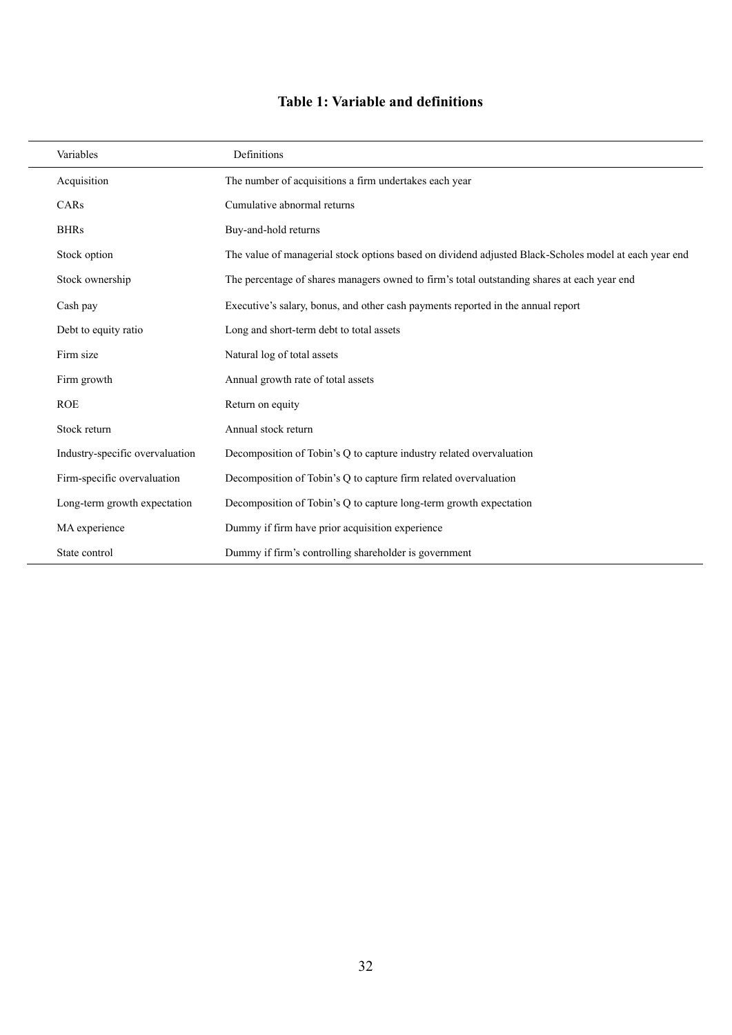**Table 1: Variable and definitions**

| Variables | Definitions |
|---|---|
| Acquisition | The number of acquisitions a firm undertakes each year |
| CARs | Cumulative abnormal returns |
| BHRs | Buy-and-hold returns |
| Stock option | The value of managerial stock options based on dividend adjusted Black-Scholes model at each year end |
| Stock ownership | The percentage of shares managers owned to firm's total outstanding shares at each year end |
| Cash pay | Executive's salary, bonus, and other cash payments reported in the annual report |
| Debt to equity ratio | Long and short-term debt to total assets |
| Firm size | Natural log of total assets |
| Firm growth | Annual growth rate of total assets |
| ROE | Return on equity |
| Stock return | Annual stock return |
| Industry-specific overvaluation | Decomposition of Tobin's Q to capture industry related overvaluation |
| Firm-specific overvaluation | Decomposition of Tobin's Q to capture firm related overvaluation |
| Long-term growth expectation | Decomposition of Tobin's Q to capture long-term growth expectation |
| MA experience | Dummy if firm have prior acquisition experience |
| State control | Dummy if firm's controlling shareholder is government |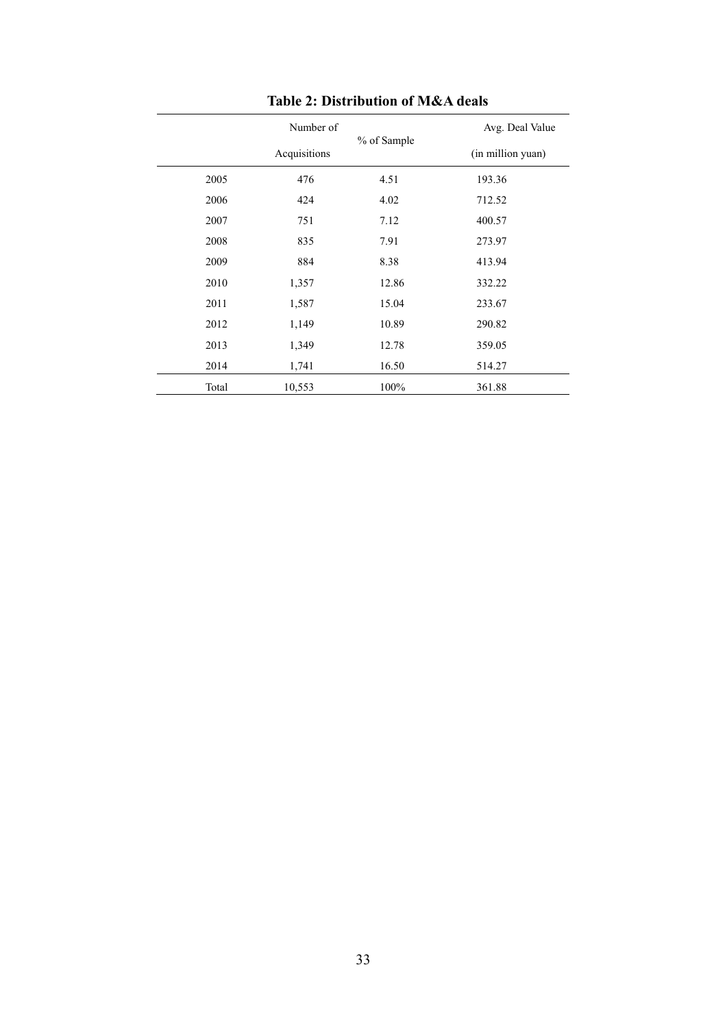**Table 2: Distribution of M&A deals**

| | Number of Acquisitions | % of Sample | Avg. Deal Value (in million yuan) |
|---|---|---|---|
| 2005 | 476 | 4.51 | 193.36 |
| 2006 | 424 | 4.02 | 712.52 |
| 2007 | 751 | 7.12 | 400.57 |
| 2008 | 835 | 7.91 | 273.97 |
| 2009 | 884 | 8.38 | 413.94 |
| 2010 | 1,357 | 12.86 | 332.22 |
| 2011 | 1,587 | 15.04 | 233.67 |
| 2012 | 1,149 | 10.89 | 290.82 |
| 2013 | 1,349 | 12.78 | 359.05 |
| 2014 | 1,741 | 16.50 | 514.27 |
| Total | 10,553 | 100% | 361.88 |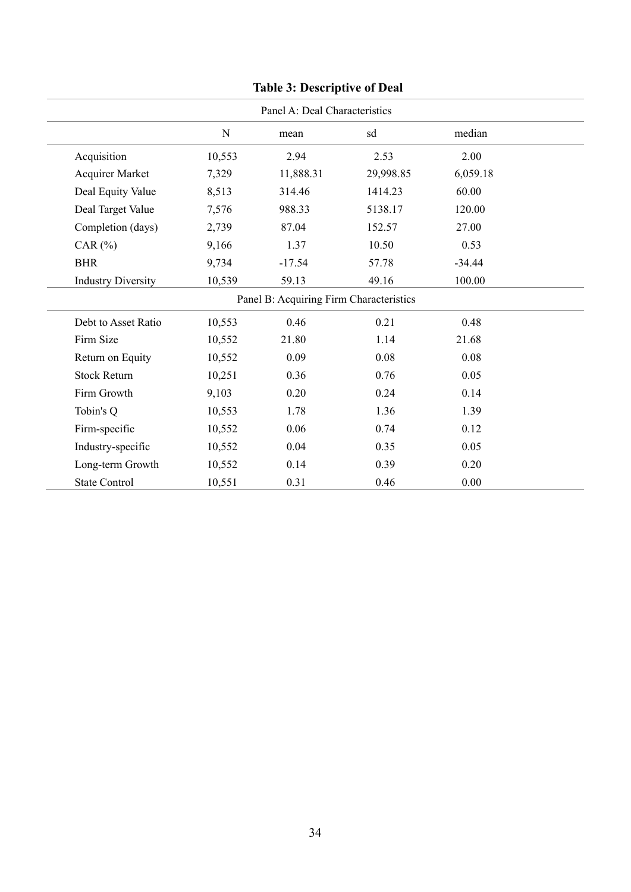**Table 3: Descriptive of Deal**

| | N | mean | sd | median |
|---|---|---|---|---|
| Panel A: Deal Characteristics | | | | |
| Acquisition | 10,553 | 2.94 | 2.53 | 2.00 |
| Acquirer Market | 7,329 | 11,888.31 | 29,998.85 | 6,059.18 |
| Deal Equity Value | 8,513 | 314.46 | 1414.23 | 60.00 |
| Deal Target Value | 7,576 | 988.33 | 5138.17 | 120.00 |
| Completion (days) | 2,739 | 87.04 | 152.57 | 27.00 |
| CAR (%) | 9,166 | 1.37 | 10.50 | 0.53 |
| BHR | 9,734 | -17.54 | 57.78 | -34.44 |
| Industry Diversity | 10,539 | 59.13 | 49.16 | 100.00 |
| Panel B: Acquiring Firm Characteristics | | | | |
| Debt to Asset Ratio | 10,553 | 0.46 | 0.21 | 0.48 |
| Firm Size | 10,552 | 21.80 | 1.14 | 21.68 |
| Return on Equity | 10,552 | 0.09 | 0.08 | 0.08 |
| Stock Return | 10,251 | 0.36 | 0.76 | 0.05 |
| Firm Growth | 9,103 | 0.20 | 0.24 | 0.14 |
| Tobin's Q | 10,553 | 1.78 | 1.36 | 1.39 |
| Firm-specific | 10,552 | 0.06 | 0.74 | 0.12 |
| Industry-specific | 10,552 | 0.04 | 0.35 | 0.05 |
| Long-term Growth | 10,552 | 0.14 | 0.39 | 0.20 |
| State Control | 10,551 | 0.31 | 0.46 | 0.00 |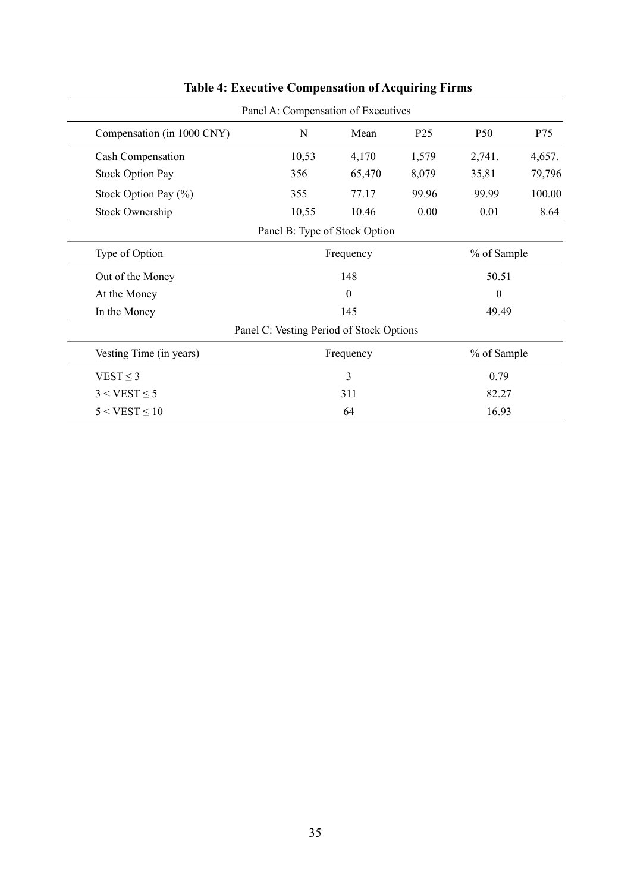**Table 4: Executive Compensation of Acquiring Firms**

| Panel A: Compensation of Executives | | | | | |
|---|---|---|---|---|---|
| Compensation (in 1000 CNY) | N | Mean | P25 | P50 | P75 |
| Cash Compensation | 10,53 | 4,170 | 1,579 | 2,741. | 4,657. |
| Stock Option Pay | 356 | 65,470 | 8,079 | 35,81 | 79,796 |
| Stock Option Pay (%) | 355 | 77.17 | 99.96 | 99.99 | 100.00 |
| Stock Ownership | 10,55 | 10.46 | 0.00 | 0.01 | 8.64 |

| Panel B: Type of Stock Option | | |
|---|---|---|
| Type of Option | Frequency | % of Sample |
| Out of the Money | 148 | 50.51 |
| At the Money | 0 | 0 |
| In the Money | 145 | 49.49 |

| Panel C: Vesting Period of Stock Options | | |
|---|---|---|
| Vesting Time (in years) | Frequency | % of Sample |
| $VEST \leq 3$ | 3 | 0.79 |
| $3 < VEST \leq 5$ | 311 | 82.27 |
| $5 < VEST \leq 10$ | 64 | 16.93 |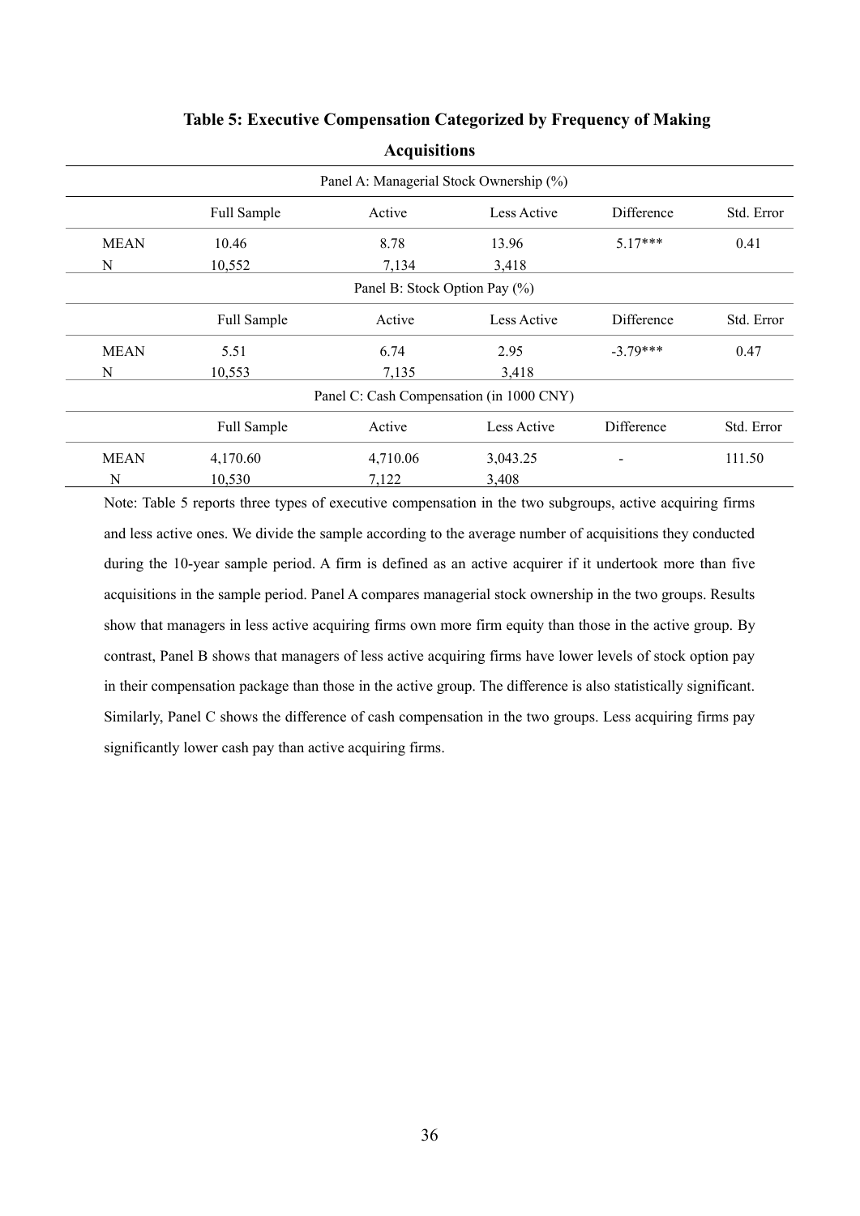**Table 5: Executive Compensation Categorized by Frequency of Making Acquisitions**

| Panel A: Managerial Stock Ownership (%) | | | | | |
|---|---|---|---|---|---|
| | Full Sample | Active | Less Active | Difference | Std. Error |
| MEAN | 10.46 | 8.78 | 13.96 | 5.17*** | 0.41 |
| N | 10,552 | 7,134 | 3,418 | | |
| **Panel B: Stock Option Pay (%)** | | | | | |
| | Full Sample | Active | Less Active | Difference | Std. Error |
| MEAN | 5.51 | 6.74 | 2.95 | -3.79*** | 0.47 |
| N | 10,553 | 7,135 | 3,418 | | |
| **Panel C: Cash Compensation (in 1000 CNY)** | | | | | |
| | Full Sample | Active | Less Active | Difference | Std. Error |
| MEAN | 4,170.60 | 4,710.06 | 3,043.25 | - | 111.50 |
| N | 10,530 | 7,122 | 3,408 | | |

Note: Table 5 reports three types of executive compensation in the two subgroups, active acquiring firms and less active ones. We divide the sample according to the average number of acquisitions they conducted during the 10-year sample period. A firm is defined as an active acquirer if it undertook more than five acquisitions in the sample period. Panel A compares managerial stock ownership in the two groups. Results show that managers in less active acquiring firms own more firm equity than those in the active group. By contrast, Panel B shows that managers of less active acquiring firms have lower levels of stock option pay in their compensation package than those in the active group. The difference is also statistically significant. Similarly, Panel C shows the difference of cash compensation in the two groups. Less acquiring firms pay significantly lower cash pay than active acquiring firms.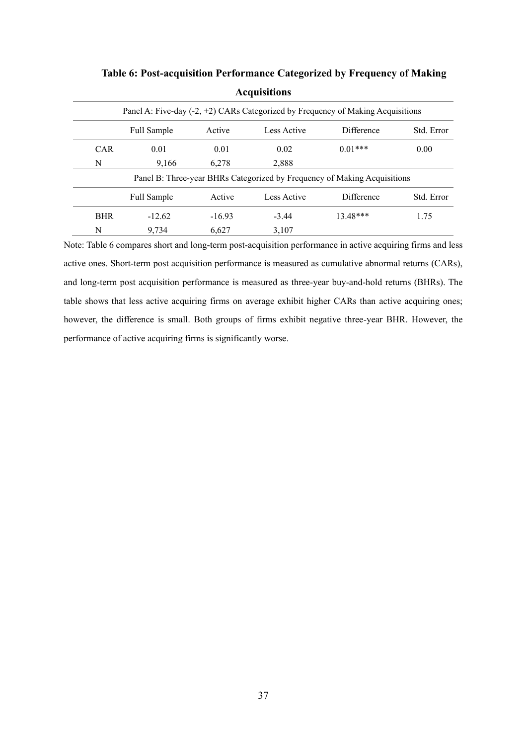**Table 6: Post-acquisition Performance Categorized by Frequency of Making Acquisitions**

| Panel A: Five-day (-2, +2) CARs Categorized by Frequency of Making Acquisitions | | | | | |
|---|---|---|---|---|---|
| | Full Sample | Active | Less Active | Difference | Std. Error |
| CAR | 0.01 | 0.01 | 0.02 | 0.01*** | 0.00 |
| N | 9,166 | 6,278 | 2,888 | | |

| Panel B: Three-year BHRs Categorized by Frequency of Making Acquisitions | | | | | |
|---|---|---|---|---|---|
| | Full Sample | Active | Less Active | Difference | Std. Error |
| BHR | -12.62 | -16.93 | -3.44 | 13.48*** | 1.75 |
| N | 9,734 | 6,627 | 3,107 | | |

Note: Table 6 compares short and long-term post-acquisition performance in active acquiring firms and less active ones. Short-term post acquisition performance is measured as cumulative abnormal returns (CARs), and long-term post acquisition performance is measured as three-year buy-and-hold returns (BHRs). The table shows that less active acquiring firms on average exhibit higher CARs than active acquiring ones; however, the difference is small. Both groups of firms exhibit negative three-year BHR. However, the performance of active acquiring firms is significantly worse.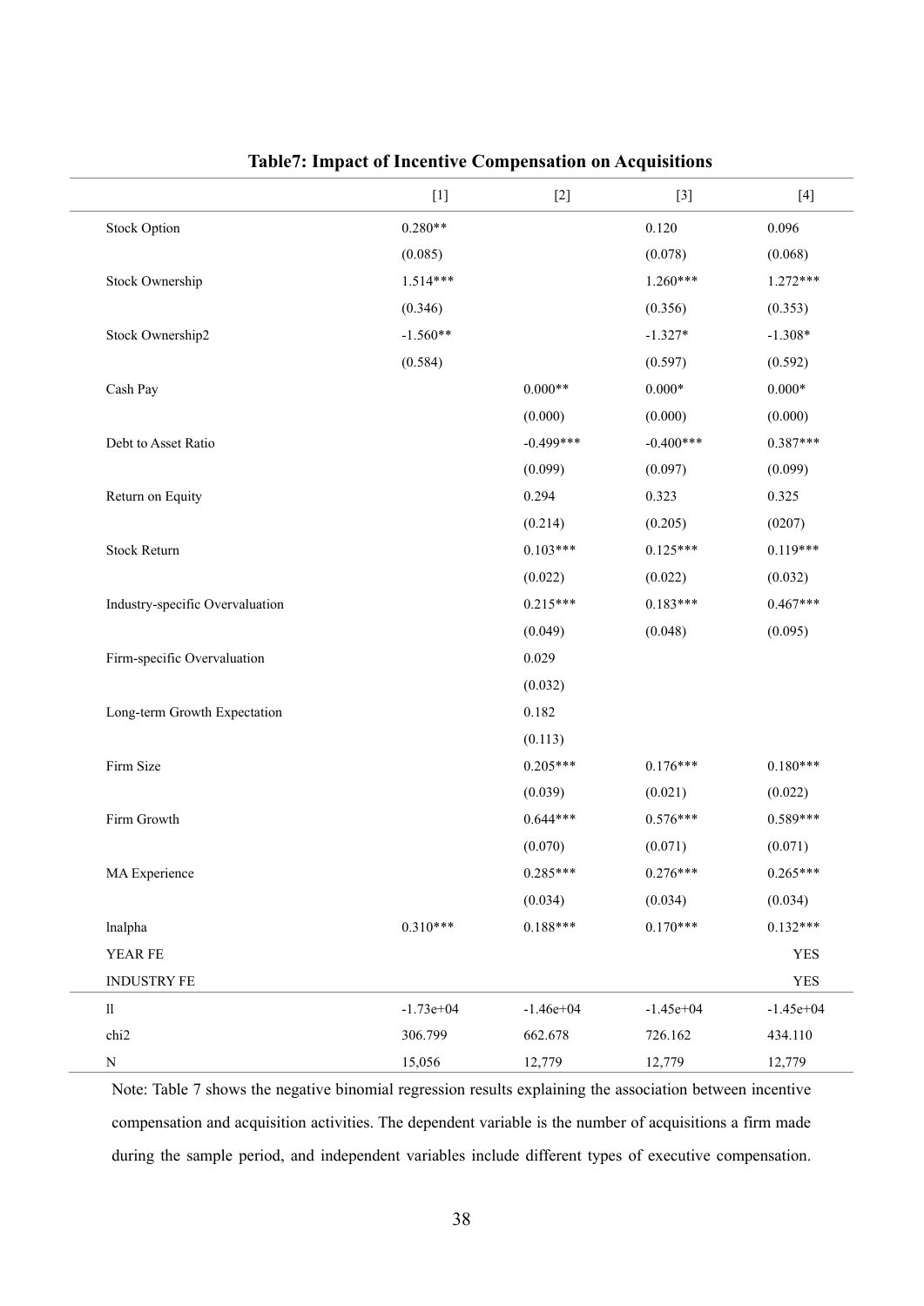**Table7: Impact of Incentive Compensation on Acquisitions**

| | [1] | [2] | [3] | [4] |
|---|---|---|---|---|
| Stock Option | 0.280** | | 0.120 | 0.096 |
| | (0.085) | | (0.078) | (0.068) |
| Stock Ownership | 1.514*** | | 1.260*** | 1.272*** |
| | (0.346) | | (0.356) | (0.353) |
| Stock Ownership2 | -1.560** | | -1.327* | -1.308* |
| | (0.584) | | (0.597) | (0.592) |
| Cash Pay | | 0.000** | 0.000* | 0.000* |
| | | (0.000) | (0.000) | (0.000) |
| Debt to Asset Ratio | | -0.499*** | -0.400*** | 0.387*** |
| | | (0.099) | (0.097) | (0.099) |
| Return on Equity | | 0.294 | 0.323 | 0.325 |
| | | (0.214) | (0.205) | (0207) |
| Stock Return | | 0.103*** | 0.125*** | 0.119*** |
| | | (0.022) | (0.022) | (0.032) |
| Industry-specific Overvaluation | | 0.215*** | 0.183*** | 0.467*** |
| | | (0.049) | (0.048) | (0.095) |
| Firm-specific Overvaluation | | 0.029 | | |
| | | (0.032) | | |
| Long-term Growth Expectation | | 0.182 | | |
| | | (0.113) | | |
| Firm Size | | 0.205*** | 0.176*** | 0.180*** |
| | | (0.039) | (0.021) | (0.022) |
| Firm Growth | | 0.644*** | 0.576*** | 0.589*** |
| | | (0.070) | (0.071) | (0.071) |
| MA Experience | | 0.285*** | 0.276*** | 0.265*** |
| | | (0.034) | (0.034) | (0.034) |
| lnalpha | 0.310*** | 0.188*** | 0.170*** | 0.132*** |
| YEAR FE | | | | YES |
| INDUSTRY FE | | | | YES |
| ll | -1.73e+04 | -1.46e+04 | -1.45e+04 | -1.45e+04 |
| chi2 | 306.799 | 662.678 | 726.162 | 434.110 |
| N | 15,056 | 12,779 | 12,779 | 12,779 |

Note: Table 7 shows the negative binomial regression results explaining the association between incentive compensation and acquisition activities. The dependent variable is the number of acquisitions a firm made during the sample period, and independent variables include different types of executive compensation.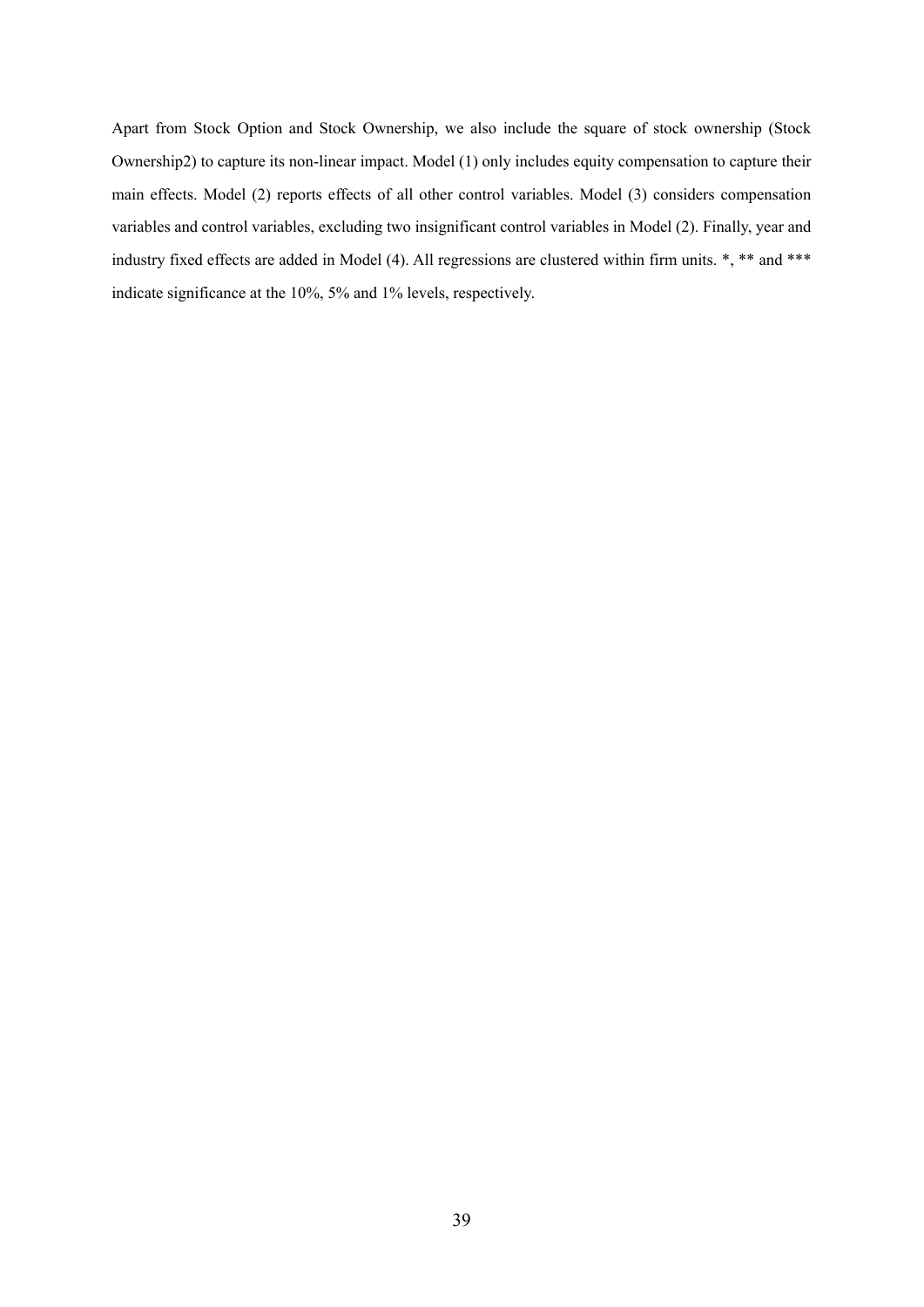Apart from Stock Option and Stock Ownership, we also include the square of stock ownership (Stock Ownership2) to capture its non-linear impact. Model (1) only includes equity compensation to capture their main effects. Model (2) reports effects of all other control variables. Model (3) considers compensation variables and control variables, excluding two insignificant control variables in Model (2). Finally, year and industry fixed effects are added in Model (4). All regressions are clustered within firm units. *, ** and *** indicate significance at the 10%, 5% and 1% levels, respectively.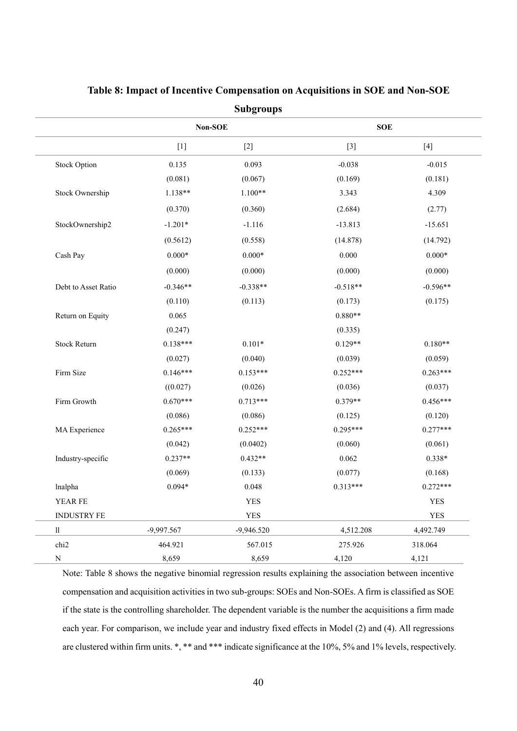**Table 8: Impact of Incentive Compensation on Acquisitions in SOE and Non-SOE Subgroups**

| | Non-SOE | | SOE | |
|---|---|---|---|---|
| | [1] | [2] | [3] | [4] |
| Stock Option | 0.135 | 0.093 | -0.038 | -0.015 |
| | (0.081) | (0.067) | (0.169) | (0.181) |
| Stock Ownership | 1.138** | 1.100** | 3.343 | 4.309 |
| | (0.370) | (0.360) | (2.684) | (2.77) |
| StockOwnership2 | -1.201* | -1.116 | -13.813 | -15.651 |
| | (0.5612) | (0.558) | (14.878) | (14.792) |
| Cash Pay | 0.000* | 0.000* | 0.000 | 0.000* |
| | (0.000) | (0.000) | (0.000) | (0.000) |
| Debt to Asset Ratio | -0.346** | -0.338** | -0.518** | -0.596** |
| | (0.110) | (0.113) | (0.173) | (0.175) |
| Return on Equity | 0.065 | | 0.880** | |
| | (0.247) | | (0.335) | |
| Stock Return | 0.138*** | 0.101* | 0.129** | 0.180** |
| | (0.027) | (0.040) | (0.039) | (0.059) |
| Firm Size | 0.146*** | 0.153*** | 0.252*** | 0.263*** |
| | ((0.027) | (0.026) | (0.036) | (0.037) |
| Firm Growth | 0.670*** | 0.713*** | 0.379** | 0.456*** |
| | (0.086) | (0.086) | (0.125) | (0.120) |
| MA Experience | 0.265*** | 0.252*** | 0.295*** | 0.277*** |
| | (0.042) | (0.0402) | (0.060) | (0.061) |
| Industry-specific | 0.237** | 0.432** | 0.062 | 0.338* |
| | (0.069) | (0.133) | (0.077) | (0.168) |
| lnalpha | 0.094* | 0.048 | 0.313*** | 0.272*** |
| YEAR FE | | YES | | YES |
| INDUSTRY FE | | YES | | YES |
| ll | -9,997.567 | -9,946.520 | 4,512.208 | 4,492.749 |
| chi2 | 464.921 | 567.015 | 275.926 | 318.064 |
| N | 8,659 | 8,659 | 4,120 | 4,121 |

Note: Table 8 shows the negative binomial regression results explaining the association between incentive compensation and acquisition activities in two sub-groups: SOEs and Non-SOEs. A firm is classified as SOE if the state is the controlling shareholder. The dependent variable is the number the acquisitions a firm made each year. For comparison, we include year and industry fixed effects in Model (2) and (4). All regressions are clustered within firm units. *, ** and *** indicate significance at the 10%, 5% and 1% levels, respectively.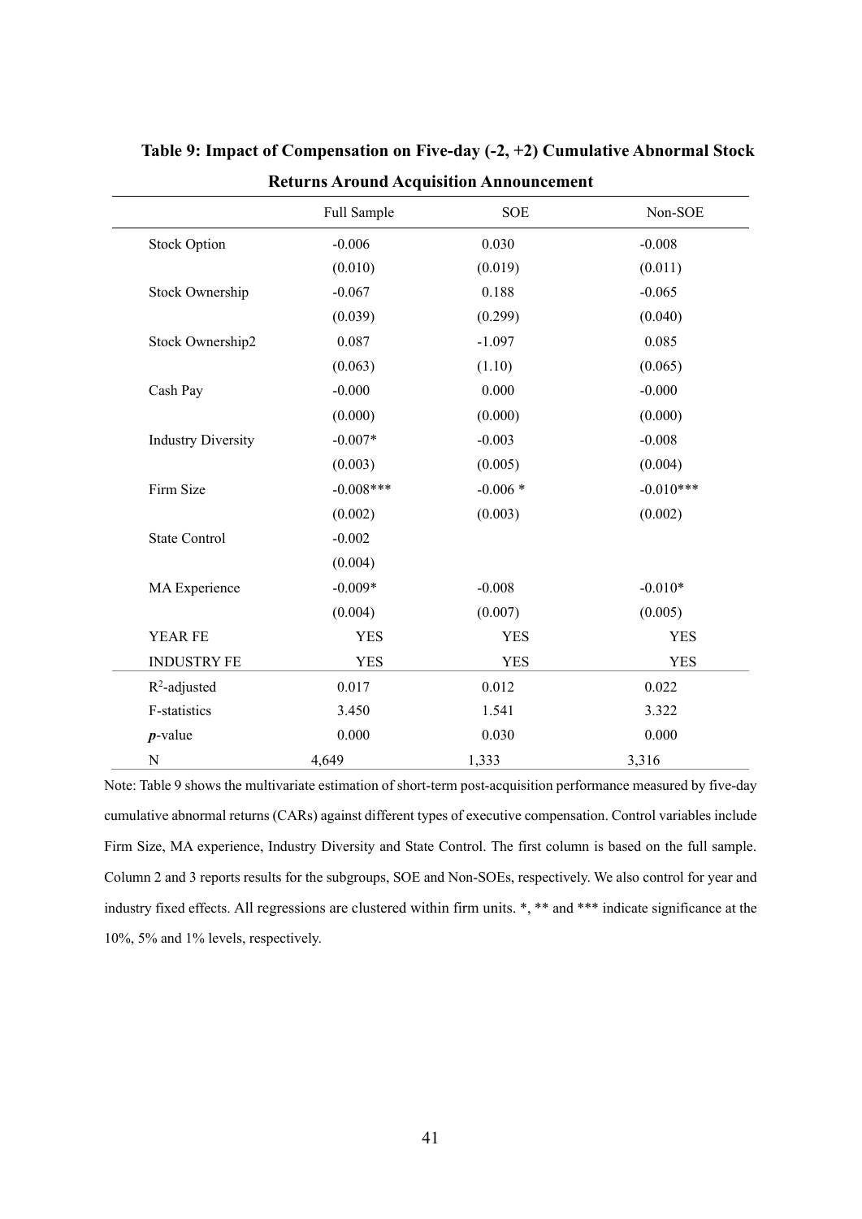**Table 9: Impact of Compensation on Five-day (-2, +2) Cumulative Abnormal Stock Returns Around Acquisition Announcement**

| | Full Sample | SOE | Non-SOE |
|---|---|---|---|
| Stock Option | -0.006 | 0.030 | -0.008 |
| | (0.010) | (0.019) | (0.011) |
| Stock Ownership | -0.067 | 0.188 | -0.065 |
| | (0.039) | (0.299) | (0.040) |
| Stock Ownership2 | 0.087 | -1.097 | 0.085 |
| | (0.063) | (1.10) | (0.065) |
| Cash Pay | -0.000 | 0.000 | -0.000 |
| | (0.000) | (0.000) | (0.000) |
| Industry Diversity | -0.007* | -0.003 | -0.008 |
| | (0.003) | (0.005) | (0.004) |
| Firm Size | -0.008*** | -0.006 * | -0.010*** |
| | (0.002) | (0.003) | (0.002) |
| State Control | -0.002 | | |
| | (0.004) | | |
| MA Experience | -0.009* | -0.008 | -0.010* |
| | (0.004) | (0.007) | (0.005) |
| YEAR FE | YES | YES | YES |
| INDUSTRY FE | YES | YES | YES |
| $R^2$-adjusted | 0.017 | 0.012 | 0.022 |
| F-statistics | 3.450 | 1.541 | 3.322 |
| ***p*-value** | 0.000 | 0.030 | 0.000 |
| N | 4,649 | 1,333 | 3,316 |

Note: Table 9 shows the multivariate estimation of short-term post-acquisition performance measured by five-day cumulative abnormal returns (CARs) against different types of executive compensation. Control variables include Firm Size, MA experience, Industry Diversity and State Control. The first column is based on the full sample. Column 2 and 3 reports results for the subgroups, SOE and Non-SOEs, respectively. We also control for year and industry fixed effects. All regressions are clustered within firm units. *, ** and *** indicate significance at the 10%, 5% and 1% levels, respectively.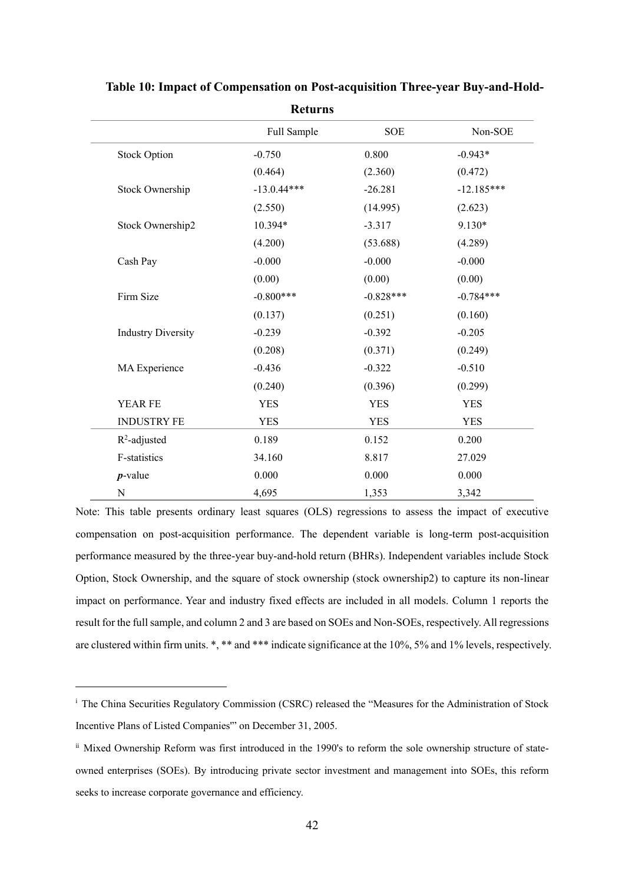**Table 10: Impact of Compensation on Post-acquisition Three-year Buy-and-Hold-Returns**

| | Full Sample | SOE | Non-SOE |
|---|---|---|---|
| Stock Option | -0.750 | 0.800 | -0.943* |
| | (0.464) | (2.360) | (0.472) |
| Stock Ownership | -13.0.44*** | -26.281 | -12.185*** |
| | (2.550) | (14.995) | (2.623) |
| Stock Ownership2 | 10.394* | -3.317 | 9.130* |
| | (4.200) | (53.688) | (4.289) |
| Cash Pay | -0.000 | -0.000 | -0.000 |
| | (0.00) | (0.00) | (0.00) |
| Firm Size | -0.800*** | -0.828*** | -0.784*** |
| | (0.137) | (0.251) | (0.160) |
| Industry Diversity | -0.239 | -0.392 | -0.205 |
| | (0.208) | (0.371) | (0.249) |
| MA Experience | -0.436 | -0.322 | -0.510 |
| | (0.240) | (0.396) | (0.299) |
| YEAR FE | YES | YES | YES |
| INDUSTRY FE | YES | YES | YES |
| $R^2$-adjusted | 0.189 | 0.152 | 0.200 |
| F-statistics | 34.160 | 8.817 | 27.029 |
| ***p*-value** | 0.000 | 0.000 | 0.000 |
| N | 4,695 | 1,353 | 3,342 |

Note: This table presents ordinary least squares (OLS) regressions to assess the impact of executive compensation on post-acquisition performance. The dependent variable is long-term post-acquisition performance measured by the three-year buy-and-hold return (BHRs). Independent variables include Stock Option, Stock Ownership, and the square of stock ownership (stock ownership2) to capture its non-linear impact on performance. Year and industry fixed effects are included in all models. Column 1 reports the result for the full sample, and column 2 and 3 are based on SOEs and Non-SOEs, respectively. All regressions are clustered within firm units. *, ** and *** indicate significance at the 10%, 5% and 1% levels, respectively.

---

[i] The China Securities Regulatory Commission (CSRC) released the "Measures for the Administration of Stock Incentive Plans of Listed Companies'" on December 31, 2005.

[ii] Mixed Ownership Reform was first introduced in the 1990's to reform the sole ownership structure of state-owned enterprises (SOEs). By introducing private sector investment and management into SOEs, this reform seeks to increase corporate governance and efficiency.